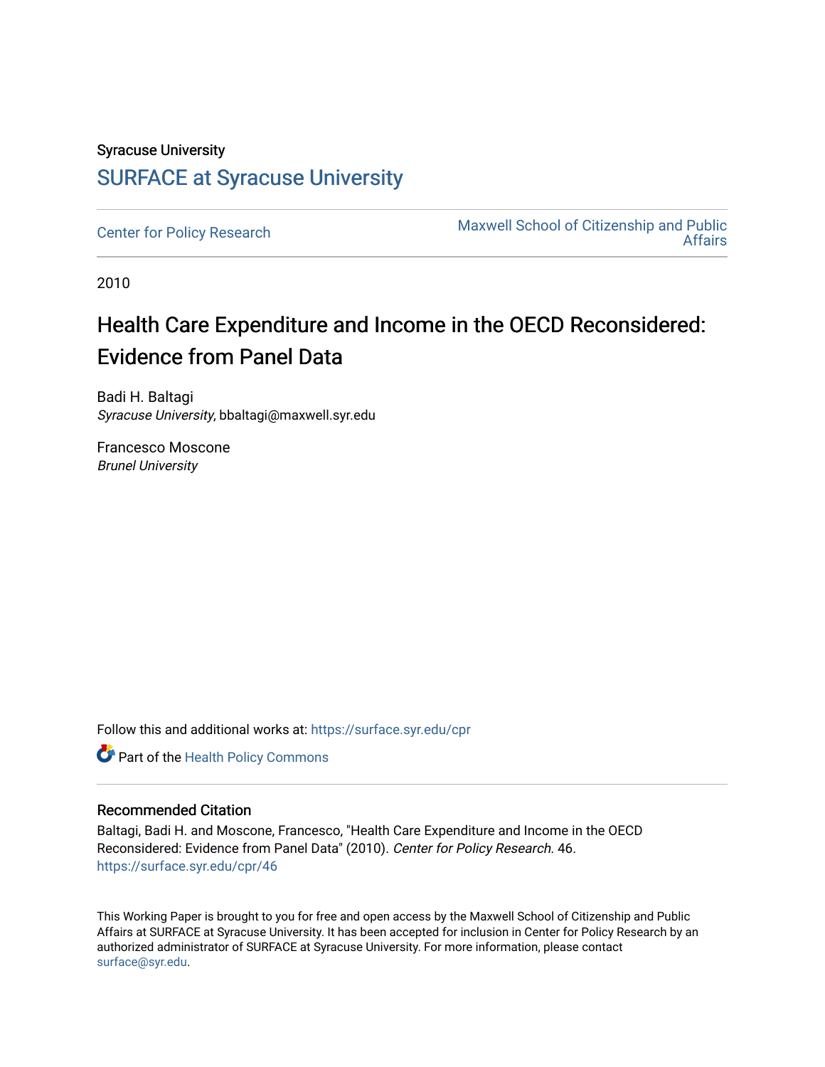Syracuse University

# SURFACE at Syracuse University

Center for Policy Research

Maxwell School of Citizenship and Public Affairs

2010

# Health Care Expenditure and Income in the OECD Reconsidered: Evidence from Panel Data

Badi H. Baltagi
*Syracuse University*, bbaltagi@maxwell.syr.edu

Francesco Moscone
*Brunel University*

Follow this and additional works at: https://surface.syr.edu/cpr

Part of the Health Policy Commons

## Recommended Citation

Baltagi, Badi H. and Moscone, Francesco, "Health Care Expenditure and Income in the OECD Reconsidered: Evidence from Panel Data" (2010). *Center for Policy Research*. 46.
https://surface.syr.edu/cpr/46

This Working Paper is brought to you for free and open access by the Maxwell School of Citizenship and Public Affairs at SURFACE at Syracuse University. It has been accepted for inclusion in Center for Policy Research by an authorized administrator of SURFACE at Syracuse University. For more information, please contact surface@syr.edu.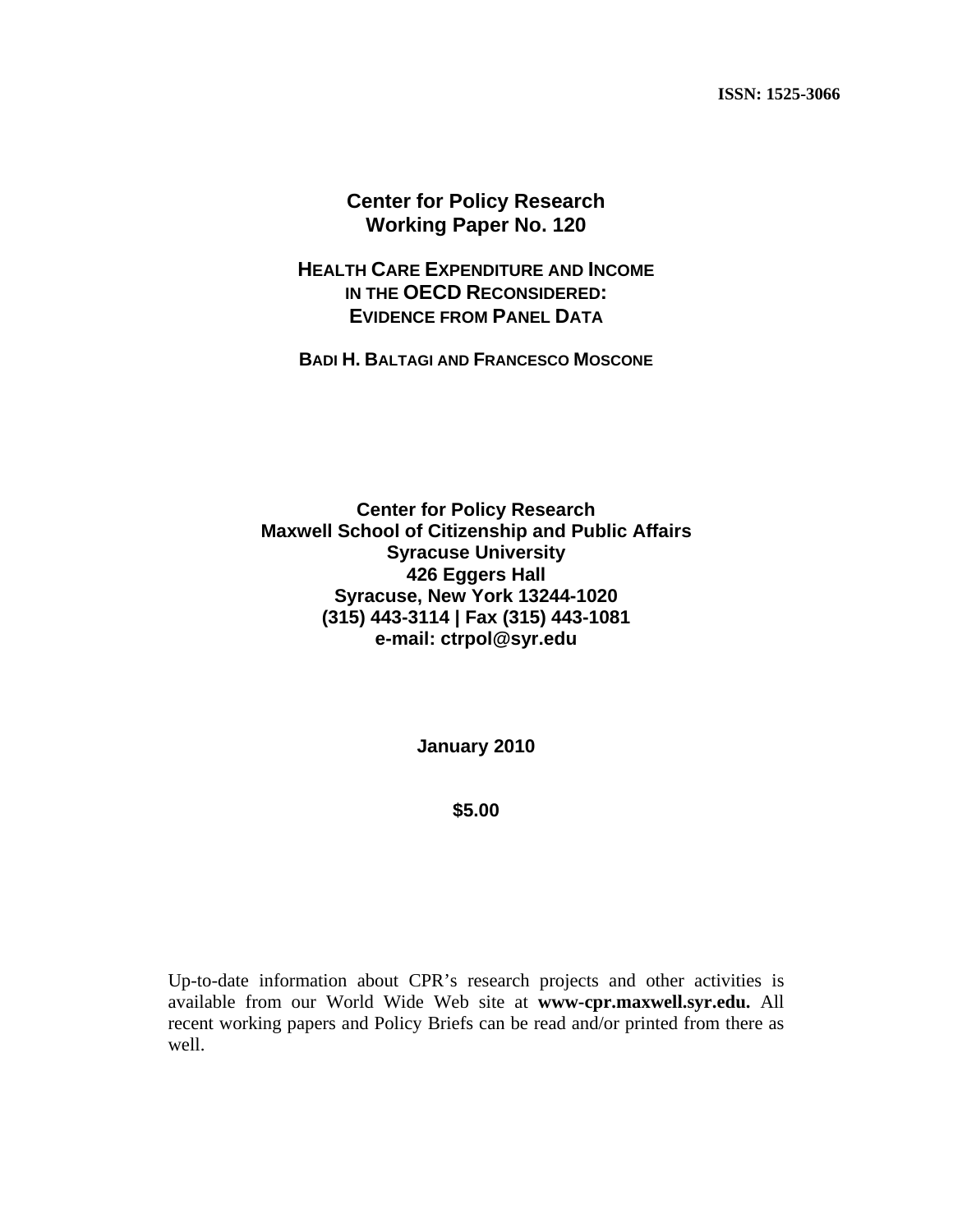ISSN: 1525-3066

# Center for Policy Research
# Working Paper No. 120

## HEALTH CARE EXPENDITURE AND INCOME IN THE OECD RECONSIDERED: EVIDENCE FROM PANEL DATA

**BADI H. BALTAGI AND FRANCESCO MOSCONE**

**Center for Policy Research**
**Maxwell School of Citizenship and Public Affairs**
**Syracuse University**
**426 Eggers Hall**
**Syracuse, New York 13244-1020**
**(315) 443-3114 | Fax (315) 443-1081**
**e-mail: ctrpol@syr.edu**

**January 2010**

**$5.00**

Up-to-date information about CPR's research projects and other activities is available from our World Wide Web site at **www-cpr.maxwell.syr.edu.** All recent working papers and Policy Briefs can be read and/or printed from there as well.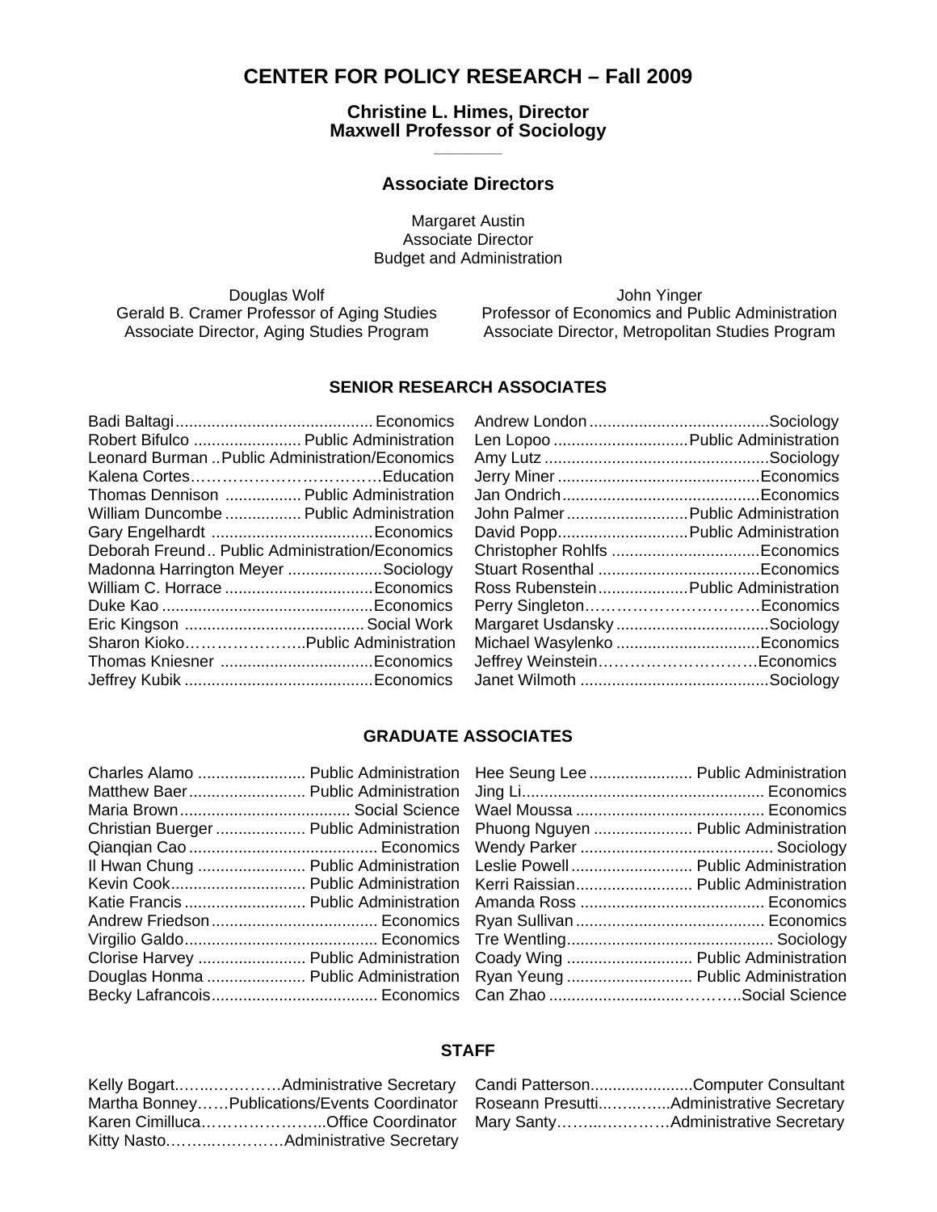# CENTER FOR POLICY RESEARCH – Fall 2009

**Christine L. Himes, Director**
**Maxwell Professor of Sociology**

## Associate Directors

Margaret Austin
Associate Director
Budget and Administration

Douglas Wolf
Gerald B. Cramer Professor of Aging Studies
Associate Director, Aging Studies Program

John Yinger
Professor of Economics and Public Administration
Associate Director, Metropolitan Studies Program

### SENIOR RESEARCH ASSOCIATES

Badi Baltagi ........................................... Economics
Robert Bifulco ........................ Public Administration
Leonard Burman .. Public Administration/Economics
Kalena Cortes……………………………….Education
Thomas Dennison ................. Public Administration
William Duncombe ................. Public Administration
Gary Engelhardt .................................... Economics
Deborah Freund .. Public Administration/Economics
Madonna Harrington Meyer ..................... Sociology
William C. Horrace ................................. Economics
Duke Kao ............................................... Economics
Eric Kingson ........................................ Social Work
Sharon Kioko…………………..Public Administration
Thomas Kniesner .................................. Economics
Jeffrey Kubik .......................................... Economics
Andrew London ........................................ Sociology
Len Lopoo .............................. Public Administration
Amy Lutz .................................................. Sociology
Jerry Miner ............................................. Economics
Jan Ondrich ............................................ Economics
John Palmer ........................... Public Administration
David Popp............................. Public Administration
Christopher Rohlfs ................................. Economics
Stuart Rosenthal .................................... Economics
Ross Rubenstein .................... Public Administration
Perry Singleton…………………………….Economics
Margaret Usdansky .................................. Sociology
Michael Wasylenko ................................ Economics
Jeffrey Weinstein…………………………Economics
Janet Wilmoth .......................................... Sociology

### GRADUATE ASSOCIATES

Charles Alamo ........................ Public Administration
Matthew Baer .......................... Public Administration
Maria Brown ...................................... Social Science
Christian Buerger .................... Public Administration
Qianqian Cao .......................................... Economics
Il Hwan Chung ........................ Public Administration
Kevin Cook.............................. Public Administration
Katie Francis ........................... Public Administration
Andrew Friedson ..................................... Economics
Virgilio Galdo........................................... Economics
Clorise Harvey ........................ Public Administration
Douglas Honma ...................... Public Administration
Becky Lafrancois..................................... Economics
Hee Seung Lee ....................... Public Administration
Jing Li...................................................... Economics
Wael Moussa .......................................... Economics
Phuong Nguyen ...................... Public Administration
Wendy Parker ........................................... Sociology
Leslie Powell ........................... Public Administration
Kerri Raissian.......................... Public Administration
Amanda Ross ......................................... Economics
Ryan Sullivan .......................................... Economics
Tre Wentling.............................................. Sociology
Coady Wing ............................ Public Administration
Ryan Yeung ............................ Public Administration
Can Zhao ………………………………..Social Science

### STAFF

Kelly Bogart……………………Administrative Secretary
Martha Bonney……Publications/Events Coordinator
Karen Cimilluca……………………..Office Coordinator
Kitty Nasto………………………Administrative Secretary
Candi Patterson.......................Computer Consultant
Roseann Presutti……………..Administrative Secretary
Mary Santy…………………….Administrative Secretary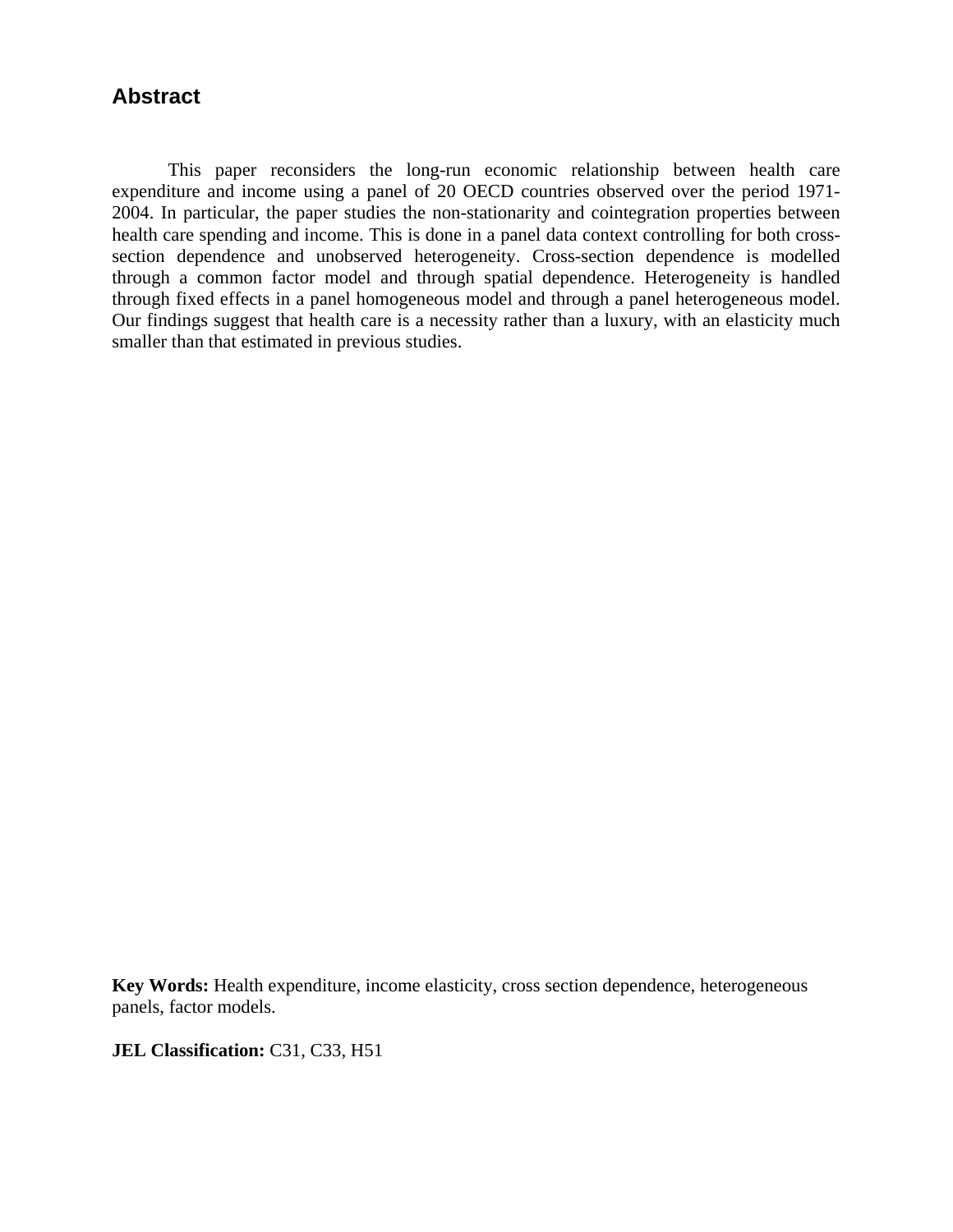## Abstract

This paper reconsiders the long-run economic relationship between health care expenditure and income using a panel of 20 OECD countries observed over the period 1971-2004. In particular, the paper studies the non-stationarity and cointegration properties between health care spending and income. This is done in a panel data context controlling for both cross-section dependence and unobserved heterogeneity. Cross-section dependence is modelled through a common factor model and through spatial dependence. Heterogeneity is handled through fixed effects in a panel homogeneous model and through a panel heterogeneous model. Our findings suggest that health care is a necessity rather than a luxury, with an elasticity much smaller than that estimated in previous studies.

**Key Words:** Health expenditure, income elasticity, cross section dependence, heterogeneous panels, factor models.

**JEL Classification:** C31, C33, H51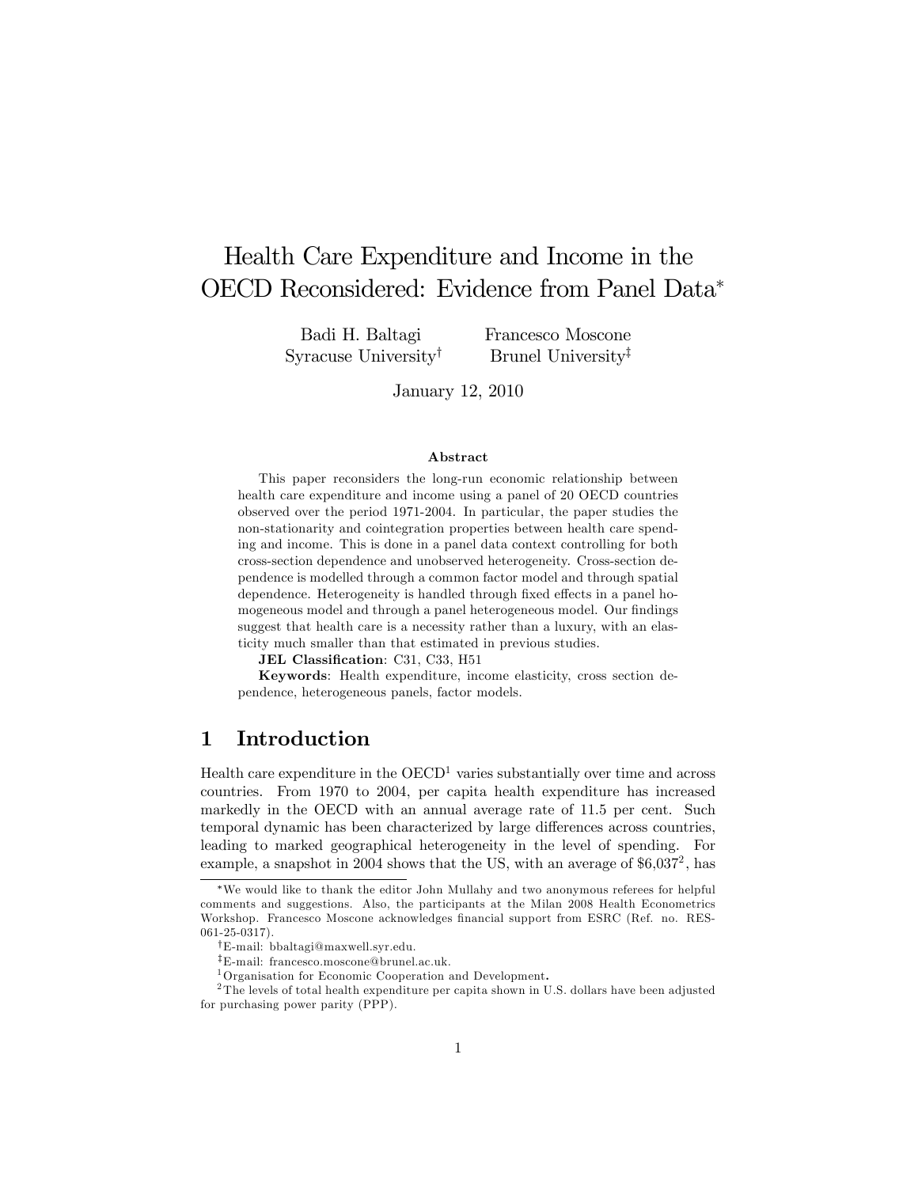# Health Care Expenditure and Income in the OECD Reconsidered: Evidence from Panel Data*

Badi H. Baltagi
Syracuse University[†]

Francesco Moscone
Brunel University[‡]

January 12, 2010

### Abstract

This paper reconsiders the long-run economic relationship between health care expenditure and income using a panel of 20 OECD countries observed over the period 1971-2004. In particular, the paper studies the non-stationarity and cointegration properties between health care spending and income. This is done in a panel data context controlling for both cross-section dependence and unobserved heterogeneity. Cross-section dependence is modelled through a common factor model and through spatial dependence. Heterogeneity is handled through fixed effects in a panel homogeneous model and through a panel heterogeneous model. Our findings suggest that health care is a necessity rather than a luxury, with an elasticity much smaller than that estimated in previous studies.

**JEL Classification**: C31, C33, H51

**Keywords**: Health expenditure, income elasticity, cross section dependence, heterogeneous panels, factor models.

## 1 Introduction

Health care expenditure in the OECD[1] varies substantially over time and across countries. From 1970 to 2004, per capita health expenditure has increased markedly in the OECD with an annual average rate of 11.5 per cent. Such temporal dynamic has been characterized by large differences across countries, leading to marked geographical heterogeneity in the level of spending. For example, a snapshot in 2004 shows that the US, with an average of \$6,037[2], has

---

*We would like to thank the editor John Mullahy and two anonymous referees for helpful comments and suggestions. Also, the participants at the Milan 2008 Health Econometrics Workshop. Francesco Moscone acknowledges financial support from ESRC (Ref. no. RES-061-25-0317).

[†]E-mail: bbaltagi@maxwell.syr.edu.

[‡]E-mail: francesco.moscone@brunel.ac.uk.

[1]Organisation for Economic Cooperation and Development.

[2]The levels of total health expenditure per capita shown in U.S. dollars have been adjusted for purchasing power parity (PPP).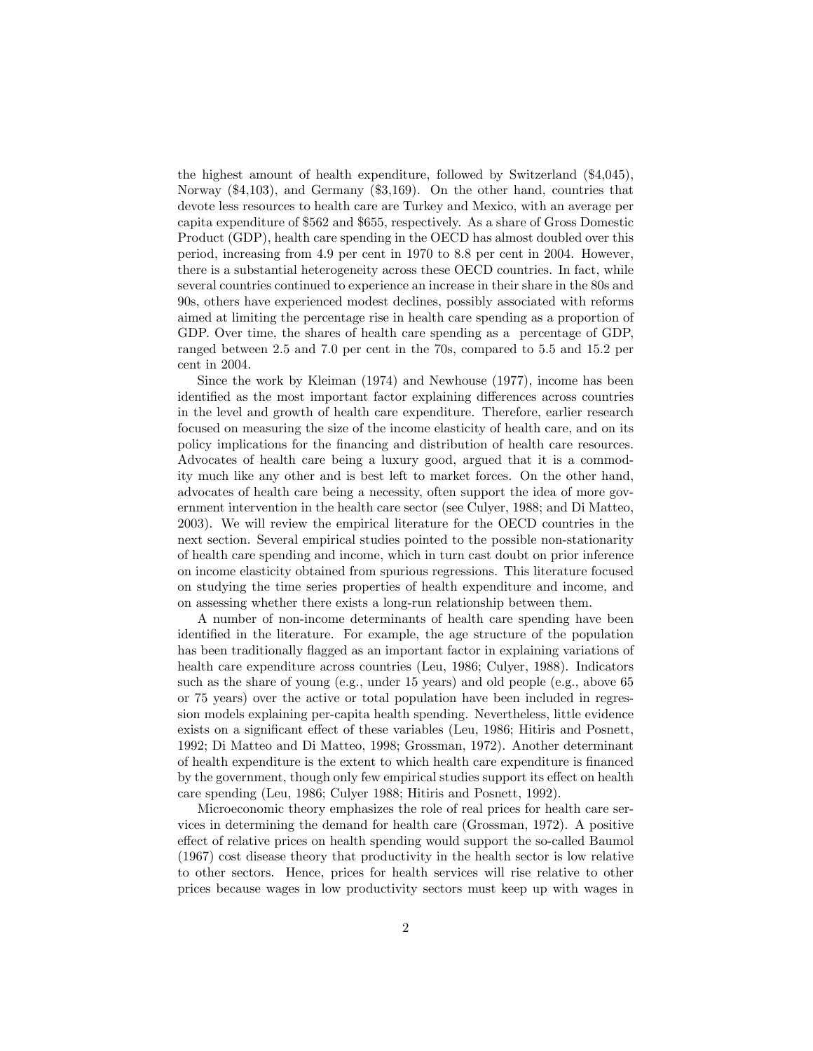the highest amount of health expenditure, followed by Switzerland ($4,045), Norway ($4,103), and Germany ($3,169). On the other hand, countries that devote less resources to health care are Turkey and Mexico, with an average per capita expenditure of $562 and $655, respectively. As a share of Gross Domestic Product (GDP), health care spending in the OECD has almost doubled over this period, increasing from 4.9 per cent in 1970 to 8.8 per cent in 2004. However, there is a substantial heterogeneity across these OECD countries. In fact, while several countries continued to experience an increase in their share in the 80s and 90s, others have experienced modest declines, possibly associated with reforms aimed at limiting the percentage rise in health care spending as a proportion of GDP. Over time, the shares of health care spending as a percentage of GDP, ranged between 2.5 and 7.0 per cent in the 70s, compared to 5.5 and 15.2 per cent in 2004.

Since the work by Kleiman (1974) and Newhouse (1977), income has been identified as the most important factor explaining differences across countries in the level and growth of health care expenditure. Therefore, earlier research focused on measuring the size of the income elasticity of health care, and on its policy implications for the financing and distribution of health care resources. Advocates of health care being a luxury good, argued that it is a commodity much like any other and is best left to market forces. On the other hand, advocates of health care being a necessity, often support the idea of more government intervention in the health care sector (see Culyer, 1988; and Di Matteo, 2003). We will review the empirical literature for the OECD countries in the next section. Several empirical studies pointed to the possible non-stationarity of health care spending and income, which in turn cast doubt on prior inference on income elasticity obtained from spurious regressions. This literature focused on studying the time series properties of health expenditure and income, and on assessing whether there exists a long-run relationship between them.

A number of non-income determinants of health care spending have been identified in the literature. For example, the age structure of the population has been traditionally flagged as an important factor in explaining variations of health care expenditure across countries (Leu, 1986; Culyer, 1988). Indicators such as the share of young (e.g., under 15 years) and old people (e.g., above 65 or 75 years) over the active or total population have been included in regression models explaining per-capita health spending. Nevertheless, little evidence exists on a significant effect of these variables (Leu, 1986; Hitiris and Posnett, 1992; Di Matteo and Di Matteo, 1998; Grossman, 1972). Another determinant of health expenditure is the extent to which health care expenditure is financed by the government, though only few empirical studies support its effect on health care spending (Leu, 1986; Culyer 1988; Hitiris and Posnett, 1992).

Microeconomic theory emphasizes the role of real prices for health care services in determining the demand for health care (Grossman, 1972). A positive effect of relative prices on health spending would support the so-called Baumol (1967) cost disease theory that productivity in the health sector is low relative to other sectors. Hence, prices for health services will rise relative to other prices because wages in low productivity sectors must keep up with wages in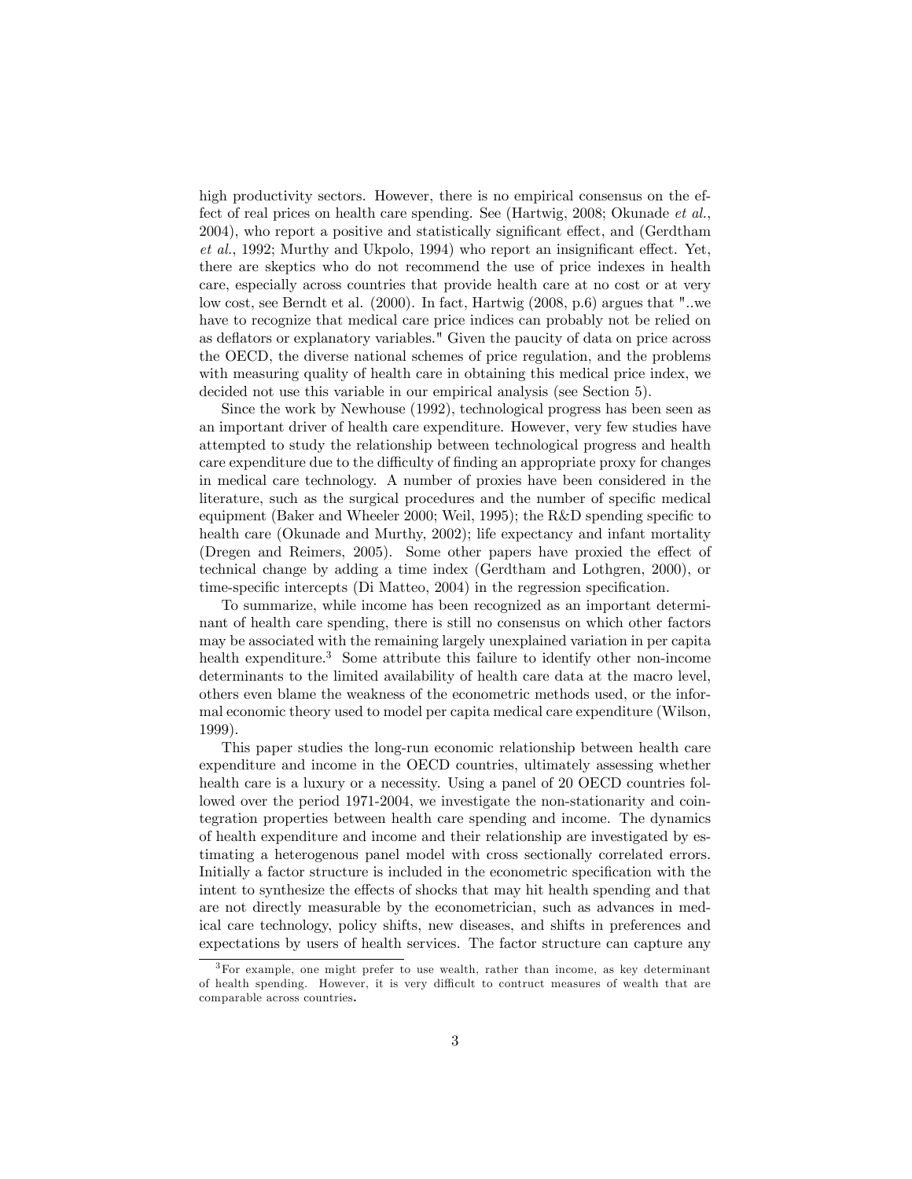high productivity sectors. However, there is no empirical consensus on the effect of real prices on health care spending. See (Hartwig, 2008; Okunade *et al.*, 2004), who report a positive and statistically significant effect, and (Gerdtham *et al.*, 1992; Murthy and Ukpolo, 1994) who report an insignificant effect. Yet, there are skeptics who do not recommend the use of price indexes in health care, especially across countries that provide health care at no cost or at very low cost, see Berndt et al. (2000). In fact, Hartwig (2008, p.6) argues that "..we have to recognize that medical care price indices can probably not be relied on as deflators or explanatory variables." Given the paucity of data on price across the OECD, the diverse national schemes of price regulation, and the problems with measuring quality of health care in obtaining this medical price index, we decided not use this variable in our empirical analysis (see Section 5).

Since the work by Newhouse (1992), technological progress has been seen as an important driver of health care expenditure. However, very few studies have attempted to study the relationship between technological progress and health care expenditure due to the difficulty of finding an appropriate proxy for changes in medical care technology. A number of proxies have been considered in the literature, such as the surgical procedures and the number of specific medical equipment (Baker and Wheeler 2000; Weil, 1995); the R&D spending specific to health care (Okunade and Murthy, 2002); life expectancy and infant mortality (Dregen and Reimers, 2005). Some other papers have proxied the effect of technical change by adding a time index (Gerdtham and Lothgren, 2000), or time-specific intercepts (Di Matteo, 2004) in the regression specification.

To summarize, while income has been recognized as an important determinant of health care spending, there is still no consensus on which other factors may be associated with the remaining largely unexplained variation in per capita health expenditure.[3] Some attribute this failure to identify other non-income determinants to the limited availability of health care data at the macro level, others even blame the weakness of the econometric methods used, or the informal economic theory used to model per capita medical care expenditure (Wilson, 1999).

This paper studies the long-run economic relationship between health care expenditure and income in the OECD countries, ultimately assessing whether health care is a luxury or a necessity. Using a panel of 20 OECD countries followed over the period 1971-2004, we investigate the non-stationarity and cointegration properties between health care spending and income. The dynamics of health expenditure and income and their relationship are investigated by estimating a heterogenous panel model with cross sectionally correlated errors. Initially a factor structure is included in the econometric specification with the intent to synthesize the effects of shocks that may hit health spending and that are not directly measurable by the econometrician, such as advances in medical care technology, policy shifts, new diseases, and shifts in preferences and expectations by users of health services. The factor structure can capture any

[3] For example, one might prefer to use wealth, rather than income, as key determinant of health spending. However, it is very difficult to contruct measures of wealth that are comparable across countries.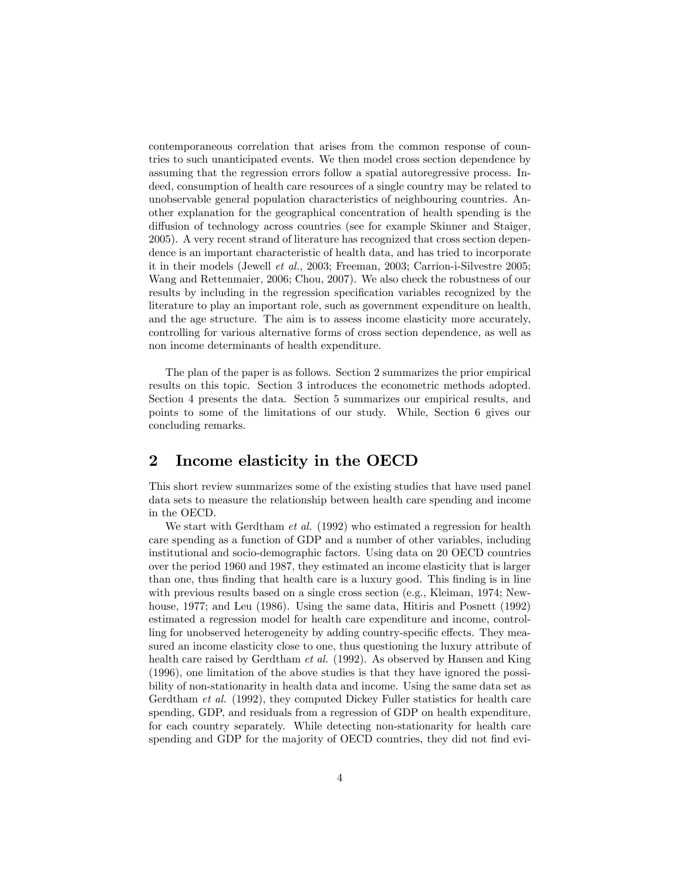contemporaneous correlation that arises from the common response of countries to such unanticipated events. We then model cross section dependence by assuming that the regression errors follow a spatial autoregressive process. Indeed, consumption of health care resources of a single country may be related to unobservable general population characteristics of neighbouring countries. Another explanation for the geographical concentration of health spending is the diffusion of technology across countries (see for example Skinner and Staiger, 2005). A very recent strand of literature has recognized that cross section dependence is an important characteristic of health data, and has tried to incorporate it in their models (Jewell *et al.*, 2003; Freeman, 2003; Carrion-i-Silvestre 2005; Wang and Rettenmaier, 2006; Chou, 2007). We also check the robustness of our results by including in the regression specification variables recognized by the literature to play an important role, such as government expenditure on health, and the age structure. The aim is to assess income elasticity more accurately, controlling for various alternative forms of cross section dependence, as well as non income determinants of health expenditure.

The plan of the paper is as follows. Section 2 summarizes the prior empirical results on this topic. Section 3 introduces the econometric methods adopted. Section 4 presents the data. Section 5 summarizes our empirical results, and points to some of the limitations of our study. While, Section 6 gives our concluding remarks.

## 2 Income elasticity in the OECD

This short review summarizes some of the existing studies that have used panel data sets to measure the relationship between health care spending and income in the OECD.

We start with Gerdtham *et al.* (1992) who estimated a regression for health care spending as a function of GDP and a number of other variables, including institutional and socio-demographic factors. Using data on 20 OECD countries over the period 1960 and 1987, they estimated an income elasticity that is larger than one, thus finding that health care is a luxury good. This finding is in line with previous results based on a single cross section (e.g., Kleiman, 1974; Newhouse, 1977; and Leu (1986). Using the same data, Hitiris and Posnett (1992) estimated a regression model for health care expenditure and income, controlling for unobserved heterogeneity by adding country-specific effects. They measured an income elasticity close to one, thus questioning the luxury attribute of health care raised by Gerdtham *et al.* (1992). As observed by Hansen and King (1996), one limitation of the above studies is that they have ignored the possibility of non-stationarity in health data and income. Using the same data set as Gerdtham *et al.* (1992), they computed Dickey Fuller statistics for health care spending, GDP, and residuals from a regression of GDP on health expenditure, for each country separately. While detecting non-stationarity for health care spending and GDP for the majority of OECD countries, they did not find evi-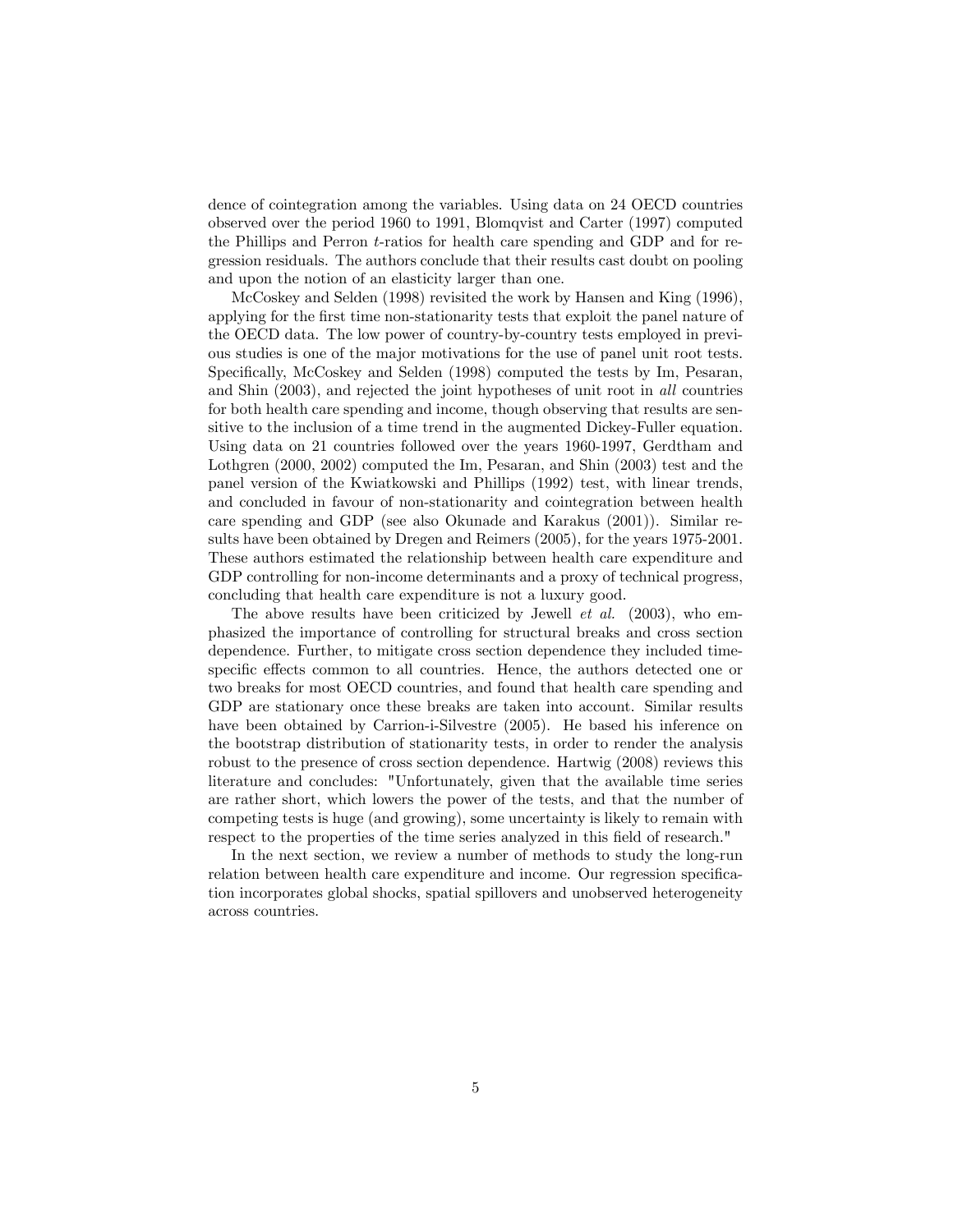dence of cointegration among the variables. Using data on 24 OECD countries observed over the period 1960 to 1991, Blomqvist and Carter (1997) computed the Phillips and Perron $t$-ratios for health care spending and GDP and for regression residuals. The authors conclude that their results cast doubt on pooling and upon the notion of an elasticity larger than one.

McCoskey and Selden (1998) revisited the work by Hansen and King (1996), applying for the first time non-stationarity tests that exploit the panel nature of the OECD data. The low power of country-by-country tests employed in previous studies is one of the major motivations for the use of panel unit root tests. Specifically, McCoskey and Selden (1998) computed the tests by Im, Pesaran, and Shin (2003), and rejected the joint hypotheses of unit root in *all* countries for both health care spending and income, though observing that results are sensitive to the inclusion of a time trend in the augmented Dickey-Fuller equation. Using data on 21 countries followed over the years 1960-1997, Gerdtham and Lothgren (2000, 2002) computed the Im, Pesaran, and Shin (2003) test and the panel version of the Kwiatkowski and Phillips (1992) test, with linear trends, and concluded in favour of non-stationarity and cointegration between health care spending and GDP (see also Okunade and Karakus (2001)). Similar results have been obtained by Dregen and Reimers (2005), for the years 1975-2001. These authors estimated the relationship between health care expenditure and GDP controlling for non-income determinants and a proxy of technical progress, concluding that health care expenditure is not a luxury good.

The above results have been criticized by Jewell *et al.* (2003), who emphasized the importance of controlling for structural breaks and cross section dependence. Further, to mitigate cross section dependence they included time-specific effects common to all countries. Hence, the authors detected one or two breaks for most OECD countries, and found that health care spending and GDP are stationary once these breaks are taken into account. Similar results have been obtained by Carrion-i-Silvestre (2005). He based his inference on the bootstrap distribution of stationarity tests, in order to render the analysis robust to the presence of cross section dependence. Hartwig (2008) reviews this literature and concludes: "Unfortunately, given that the available time series are rather short, which lowers the power of the tests, and that the number of competing tests is huge (and growing), some uncertainty is likely to remain with respect to the properties of the time series analyzed in this field of research."

In the next section, we review a number of methods to study the long-run relation between health care expenditure and income. Our regression specification incorporates global shocks, spatial spillovers and unobserved heterogeneity across countries.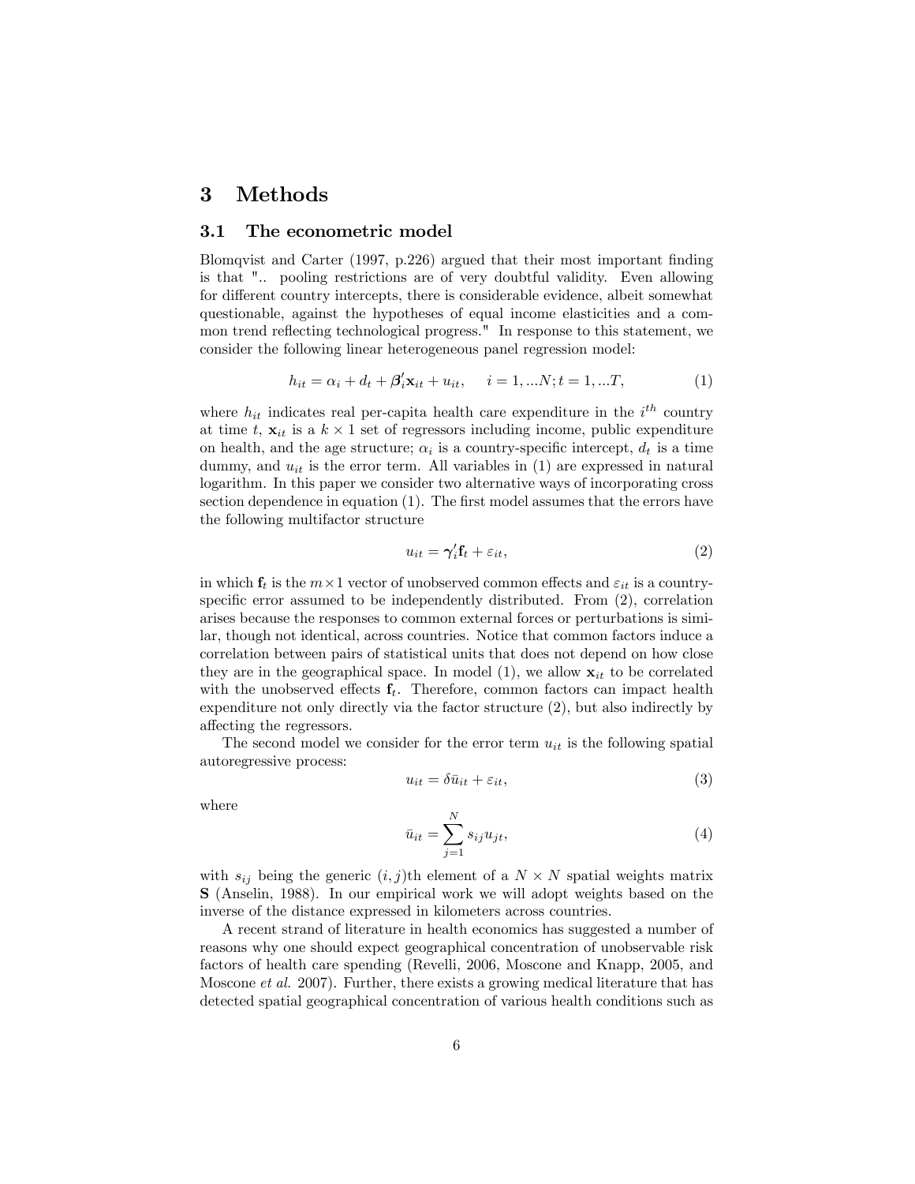# 3 Methods

## 3.1 The econometric model

Blomqvist and Carter (1997, p.226) argued that their most important finding is that ".. pooling restrictions are of very doubtful validity. Even allowing for different country intercepts, there is considerable evidence, albeit somewhat questionable, against the hypotheses of equal income elasticities and a common trend reflecting technological progress." In response to this statement, we consider the following linear heterogeneous panel regression model:

$$h_{it} = \alpha_i + d_t + \boldsymbol{\beta}_i' \mathbf{x}_{it} + u_{it}, \quad i = 1, ...N; t = 1, ...T, \tag{1}$$

where $h_{it}$ indicates real per-capita health care expenditure in the $i^{th}$ country at time $t$, $\mathbf{x}_{it}$ is a $k \times 1$ set of regressors including income, public expenditure on health, and the age structure; $\alpha_i$ is a country-specific intercept, $d_t$ is a time dummy, and $u_{it}$ is the error term. All variables in (1) are expressed in natural logarithm. In this paper we consider two alternative ways of incorporating cross section dependence in equation (1). The first model assumes that the errors have the following multifactor structure

$$u_{it} = \boldsymbol{\gamma}_i' \mathbf{f}_t + \varepsilon_{it}, \tag{2}$$

in which $\mathbf{f}_t$ is the $m \times 1$ vector of unobserved common effects and $\varepsilon_{it}$ is a country-specific error assumed to be independently distributed. From (2), correlation arises because the responses to common external forces or perturbations is similar, though not identical, across countries. Notice that common factors induce a correlation between pairs of statistical units that does not depend on how close they are in the geographical space. In model (1), we allow $\mathbf{x}_{it}$ to be correlated with the unobserved effects $\mathbf{f}_t$. Therefore, common factors can impact health expenditure not only directly via the factor structure (2), but also indirectly by affecting the regressors.

The second model we consider for the error term $u_{it}$ is the following spatial autoregressive process:

$$u_{it} = \delta \bar{u}_{it} + \varepsilon_{it}, \tag{3}$$

where

$$\bar{u}_{it} = \sum_{j=1}^{N} s_{ij} u_{jt}, \tag{4}$$

with $s_{ij}$ being the generic $(i, j)$th element of a $N \times N$ spatial weights matrix $\mathbf{S}$ (Anselin, 1988). In our empirical work we will adopt weights based on the inverse of the distance expressed in kilometers across countries.

A recent strand of literature in health economics has suggested a number of reasons why one should expect geographical concentration of unobservable risk factors of health care spending (Revelli, 2006, Moscone and Knapp, 2005, and Moscone *et al.* 2007). Further, there exists a growing medical literature that has detected spatial geographical concentration of various health conditions such as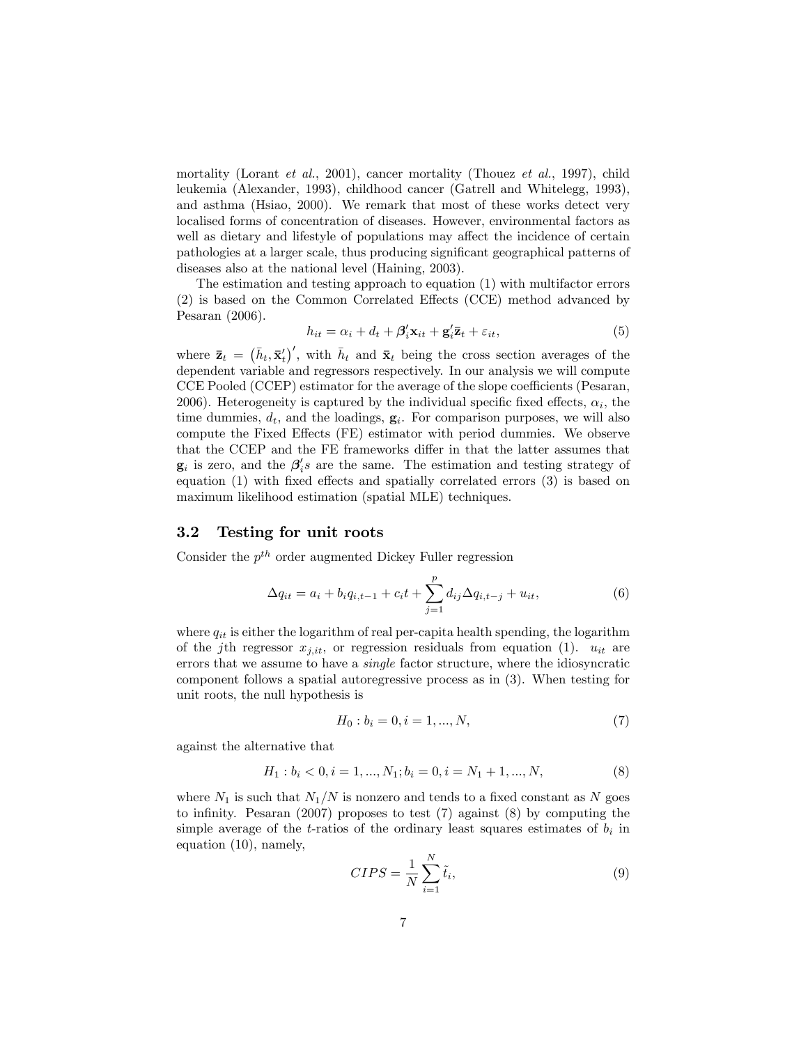mortality (Lorant *et al.*, 2001), cancer mortality (Thouez *et al.*, 1997), child leukemia (Alexander, 1993), childhood cancer (Gatrell and Whitelegg, 1993), and asthma (Hsiao, 2000). We remark that most of these works detect very localised forms of concentration of diseases. However, environmental factors as well as dietary and lifestyle of populations may affect the incidence of certain pathologies at a larger scale, thus producing significant geographical patterns of diseases also at the national level (Haining, 2003).

The estimation and testing approach to equation (1) with multifactor errors (2) is based on the Common Correlated Effects (CCE) method advanced by Pesaran (2006).

$$h_{it} = \alpha_i + d_t + \boldsymbol{\beta}_i' \mathbf{x}_{it} + \mathbf{g}_i' \bar{\mathbf{z}}_t + \varepsilon_{it}, \tag{5}$$

where $\bar{\mathbf{z}}_t = \left(\bar{h}_t, \bar{\mathbf{x}}_t'\right)'$, with $\bar{h}_t$ and $\bar{\mathbf{x}}_t$ being the cross section averages of the dependent variable and regressors respectively. In our analysis we will compute CCE Pooled (CCEP) estimator for the average of the slope coefficients (Pesaran, 2006). Heterogeneity is captured by the individual specific fixed effects, $\alpha_i$, the time dummies, $d_t$, and the loadings, $\mathbf{g}_i$. For comparison purposes, we will also compute the Fixed Effects (FE) estimator with period dummies. We observe that the CCEP and the FE frameworks differ in that the latter assumes that $\mathbf{g}_i$ is zero, and the $\boldsymbol{\beta}_i's$ are the same. The estimation and testing strategy of equation (1) with fixed effects and spatially correlated errors (3) is based on maximum likelihood estimation (spatial MLE) techniques.

## 3.2 Testing for unit roots

Consider the $p^{th}$ order augmented Dickey Fuller regression

$$\Delta q_{it} = a_i + b_i q_{i,t-1} + c_i t + \sum_{j=1}^{p} d_{ij} \Delta q_{i,t-j} + u_{it}, \tag{6}$$

where $q_{it}$ is either the logarithm of real per-capita health spending, the logarithm of the $j$th regressor $x_{j,it}$, or regression residuals from equation (1). $u_{it}$ are errors that we assume to have a *single* factor structure, where the idiosyncratic component follows a spatial autoregressive process as in (3). When testing for unit roots, the null hypothesis is

$$H_0 : b_i = 0, i = 1, ..., N, \tag{7}$$

against the alternative that

$$H_1 : b_i < 0, i = 1, ..., N_1; b_i = 0, i = N_1 + 1, ..., N, \tag{8}$$

where $N_1$ is such that $N_1/N$ is nonzero and tends to a fixed constant as $N$ goes to infinity. Pesaran (2007) proposes to test (7) against (8) by computing the simple average of the $t$-ratios of the ordinary least squares estimates of $b_i$ in equation (10), namely,

$$CIPS = \frac{1}{N} \sum_{i=1}^{N} \tilde{t}_i, \tag{9}$$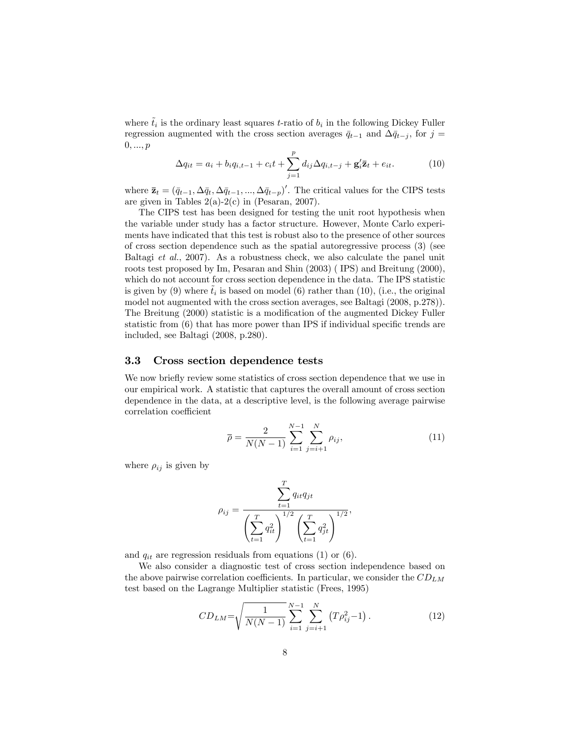where $\tilde{t}_i$ is the ordinary least squares $t$-ratio of $b_i$ in the following Dickey Fuller regression augmented with the cross section averages $\bar{q}_{t-1}$ and $\Delta\bar{q}_{t-j}$, for $j = 0, ..., p$

$$\Delta q_{it} = a_i + b_i q_{i,t-1} + c_i t + \sum_{j=1}^{p} d_{ij} \Delta q_{i,t-j} + \mathbf{g}_i' \bar{\mathbf{z}}_t + e_{it}. \tag{10}$$

where $\bar{\mathbf{z}}_t = (\bar{q}_{t-1}, \Delta\bar{q}_t, \Delta\bar{q}_{t-1}, ..., \Delta\bar{q}_{t-p})'$. The critical values for the CIPS tests are given in Tables 2(a)-2(c) in (Pesaran, 2007).

The CIPS test has been designed for testing the unit root hypothesis when the variable under study has a factor structure. However, Monte Carlo experiments have indicated that this test is robust also to the presence of other sources of cross section dependence such as the spatial autoregressive process (3) (see Baltagi *et al.*, 2007). As a robustness check, we also calculate the panel unit roots test proposed by Im, Pesaran and Shin (2003) ( IPS) and Breitung (2000), which do not account for cross section dependence in the data. The IPS statistic is given by (9) where $\tilde{t}_i$ is based on model (6) rather than (10), (i.e., the original model not augmented with the cross section averages, see Baltagi (2008, p.278)). The Breitung (2000) statistic is a modification of the augmented Dickey Fuller statistic from (6) that has more power than IPS if individual specific trends are included, see Baltagi (2008, p.280).

### 3.3 Cross section dependence tests

We now briefly review some statistics of cross section dependence that we use in our empirical work. A statistic that captures the overall amount of cross section dependence in the data, at a descriptive level, is the following average pairwise correlation coefficient

$$\bar{\rho} = \frac{2}{N(N-1)} \sum_{i=1}^{N-1} \sum_{j=i+1}^{N} \rho_{ij}, \tag{11}$$

where $\rho_{ij}$ is given by

$$\rho_{ij} = \frac{\sum_{t=1}^{T} q_{it} q_{jt}}{\left(\sum_{t=1}^{T} q_{it}^2\right)^{1/2} \left(\sum_{t=1}^{T} q_{jt}^2\right)^{1/2}},$$

and $q_{it}$ are regression residuals from equations (1) or (6).

We also consider a diagnostic test of cross section independence based on the above pairwise correlation coefficients. In particular, we consider the $CD_{LM}$ test based on the Lagrange Multiplier statistic (Frees, 1995)

$$CD_{LM} = \sqrt{\frac{1}{N(N-1)}} \sum_{i=1}^{N-1} \sum_{j=i+1}^{N} \left(T\rho_{ij}^2 - 1\right). \tag{12}$$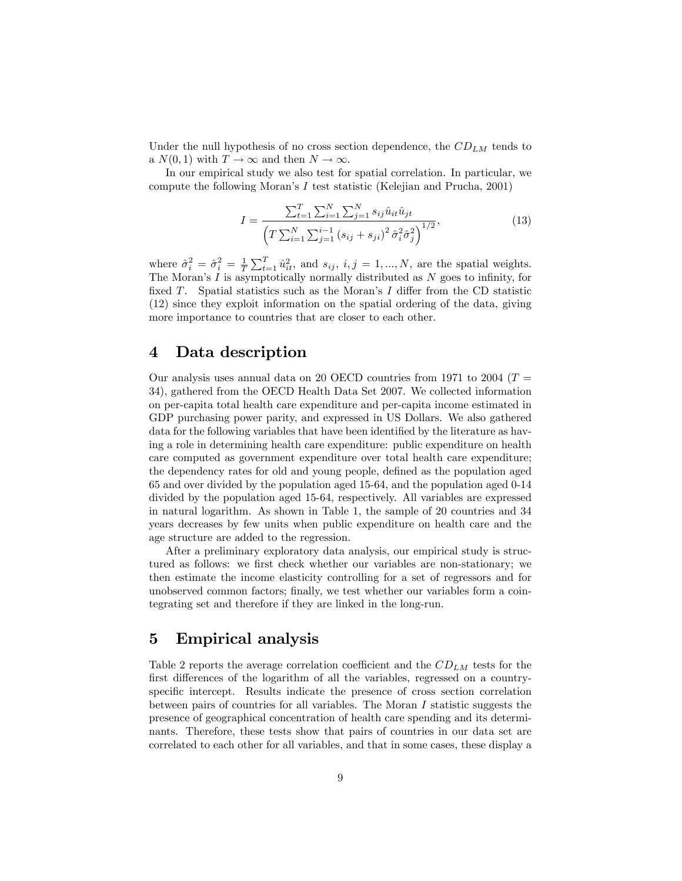Under the null hypothesis of no cross section dependence, the $CD_{LM}$ tends to a $N(0,1)$ with $T \rightarrow \infty$ and then $N \rightarrow \infty$.

In our empirical study we also test for spatial correlation. In particular, we compute the following Moran's $I$ test statistic (Kelejian and Prucha, 2001)

$$I = \frac{\sum_{t=1}^{T}\sum_{i=1}^{N}\sum_{j=1}^{N} s_{ij}\hat{u}_{it}\hat{u}_{jt}}{\left(T\sum_{i=1}^{N}\sum_{j=1}^{i-1}\left(s_{ij}+s_{ji}\right)^{2}\hat{\sigma}_{i}^{2}\hat{\sigma}_{j}^{2}\right)^{1/2}}, \tag{13}$$

where $\hat{\sigma}_i^2 = \hat{\sigma}_i^2 = \frac{1}{T}\sum_{t=1}^{T}\hat{u}_{it}^2$, and $s_{ij}$, $i,j = 1,...,N$, are the spatial weights. The Moran's $I$ is asymptotically normally distributed as $N$ goes to infinity, for fixed $T$. Spatial statistics such as the Moran's $I$ differ from the CD statistic (12) since they exploit information on the spatial ordering of the data, giving more importance to countries that are closer to each other.

# 4 Data description

Our analysis uses annual data on 20 OECD countries from 1971 to 2004 ($T = 34$), gathered from the OECD Health Data Set 2007. We collected information on per-capita total health care expenditure and per-capita income estimated in GDP purchasing power parity, and expressed in US Dollars. We also gathered data for the following variables that have been identified by the literature as having a role in determining health care expenditure: public expenditure on health care computed as government expenditure over total health care expenditure; the dependency rates for old and young people, defined as the population aged 65 and over divided by the population aged 15-64, and the population aged 0-14 divided by the population aged 15-64, respectively. All variables are expressed in natural logarithm. As shown in Table 1, the sample of 20 countries and 34 years decreases by few units when public expenditure on health care and the age structure are added to the regression.

After a preliminary exploratory data analysis, our empirical study is structured as follows: we first check whether our variables are non-stationary; we then estimate the income elasticity controlling for a set of regressors and for unobserved common factors; finally, we test whether our variables form a cointegrating set and therefore if they are linked in the long-run.

# 5 Empirical analysis

Table 2 reports the average correlation coefficient and the $CD_{LM}$ tests for the first differences of the logarithm of all the variables, regressed on a country-specific intercept. Results indicate the presence of cross section correlation between pairs of countries for all variables. The Moran $I$ statistic suggests the presence of geographical concentration of health care spending and its determinants. Therefore, these tests show that pairs of countries in our data set are correlated to each other for all variables, and that in some cases, these display a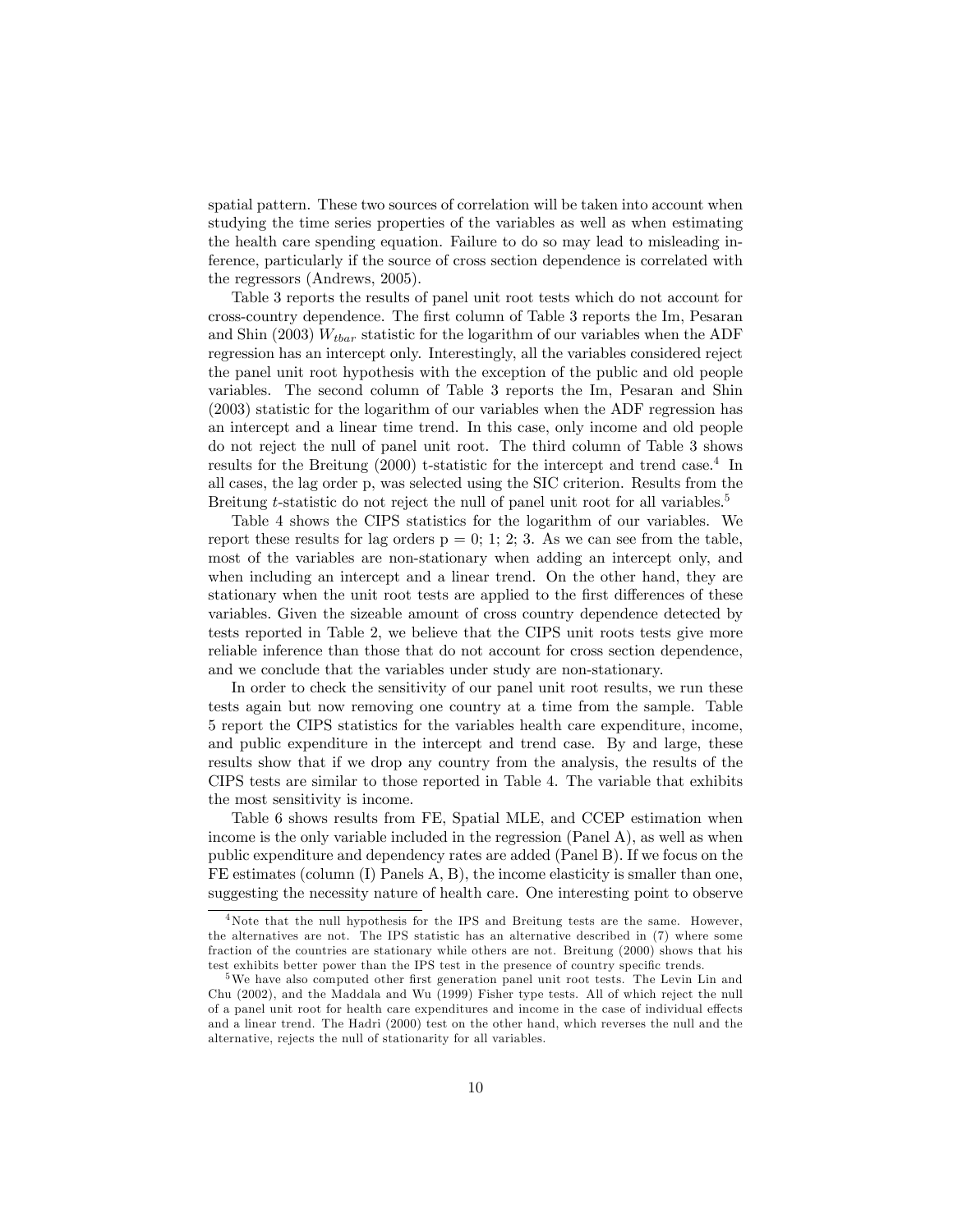spatial pattern. These two sources of correlation will be taken into account when studying the time series properties of the variables as well as when estimating the health care spending equation. Failure to do so may lead to misleading inference, particularly if the source of cross section dependence is correlated with the regressors (Andrews, 2005).

Table 3 reports the results of panel unit root tests which do not account for cross-country dependence. The first column of Table 3 reports the Im, Pesaran and Shin (2003) $W_{tbar}$ statistic for the logarithm of our variables when the ADF regression has an intercept only. Interestingly, all the variables considered reject the panel unit root hypothesis with the exception of the public and old people variables. The second column of Table 3 reports the Im, Pesaran and Shin (2003) statistic for the logarithm of our variables when the ADF regression has an intercept and a linear time trend. In this case, only income and old people do not reject the null of panel unit root. The third column of Table 3 shows results for the Breitung (2000) t-statistic for the intercept and trend case.[4] In all cases, the lag order p, was selected using the SIC criterion. Results from the Breitung $t$-statistic do not reject the null of panel unit root for all variables.[5]

Table 4 shows the CIPS statistics for the logarithm of our variables. We report these results for lag orders p = 0; 1; 2; 3. As we can see from the table, most of the variables are non-stationary when adding an intercept only, and when including an intercept and a linear trend. On the other hand, they are stationary when the unit root tests are applied to the first differences of these variables. Given the sizeable amount of cross country dependence detected by tests reported in Table 2, we believe that the CIPS unit roots tests give more reliable inference than those that do not account for cross section dependence, and we conclude that the variables under study are non-stationary.

In order to check the sensitivity of our panel unit root results, we run these tests again but now removing one country at a time from the sample. Table 5 report the CIPS statistics for the variables health care expenditure, income, and public expenditure in the intercept and trend case. By and large, these results show that if we drop any country from the analysis, the results of the CIPS tests are similar to those reported in Table 4. The variable that exhibits the most sensitivity is income.

Table 6 shows results from FE, Spatial MLE, and CCEP estimation when income is the only variable included in the regression (Panel A), as well as when public expenditure and dependency rates are added (Panel B). If we focus on the FE estimates (column (I) Panels A, B), the income elasticity is smaller than one, suggesting the necessity nature of health care. One interesting point to observe

[4] Note that the null hypothesis for the IPS and Breitung tests are the same. However, the alternatives are not. The IPS statistic has an alternative described in (7) where some fraction of the countries are stationary while others are not. Breitung (2000) shows that his test exhibits better power than the IPS test in the presence of country specific trends.

[5] We have also computed other first generation panel unit root tests. The Levin Lin and Chu (2002), and the Maddala and Wu (1999) Fisher type tests. All of which reject the null of a panel unit root for health care expenditures and income in the case of individual effects and a linear trend. The Hadri (2000) test on the other hand, which reverses the null and the alternative, rejects the null of stationarity for all variables.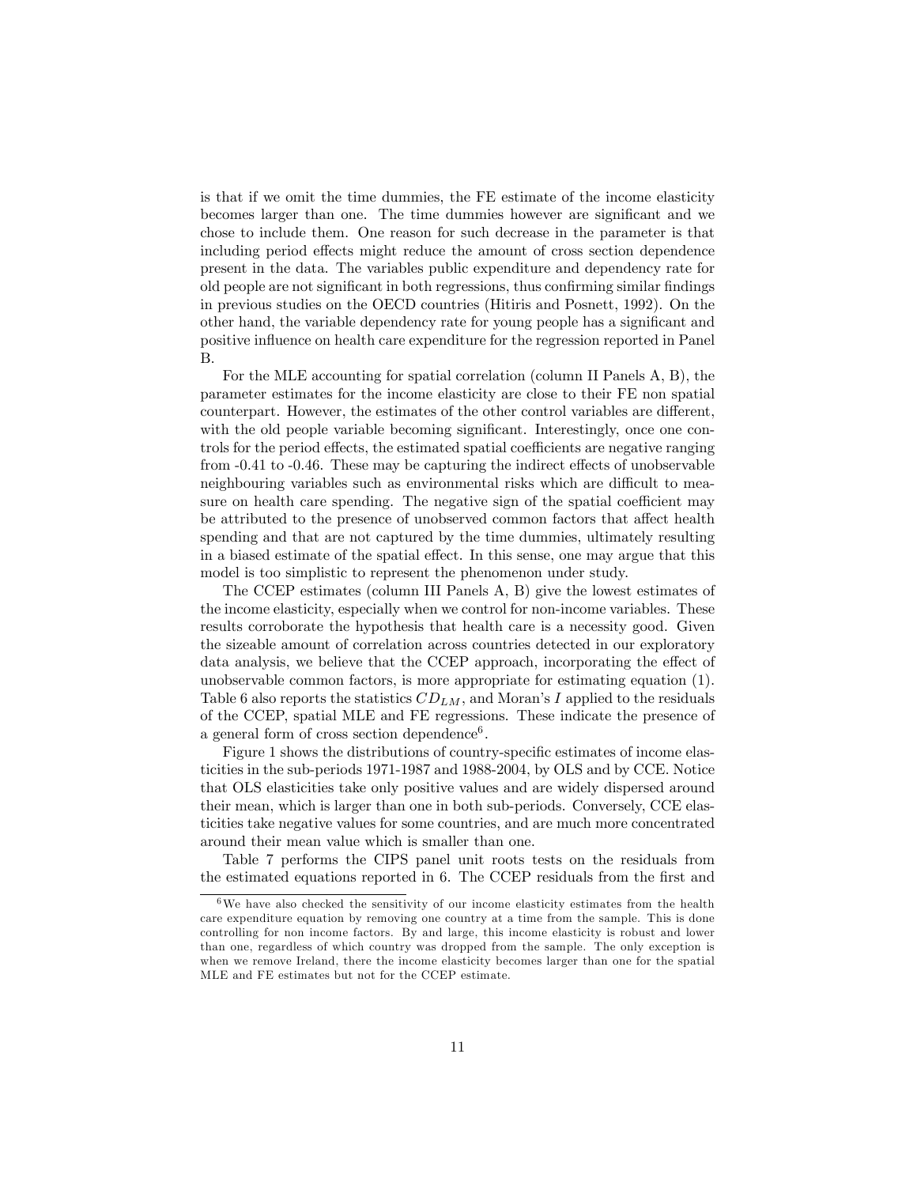is that if we omit the time dummies, the FE estimate of the income elasticity becomes larger than one. The time dummies however are significant and we chose to include them. One reason for such decrease in the parameter is that including period effects might reduce the amount of cross section dependence present in the data. The variables public expenditure and dependency rate for old people are not significant in both regressions, thus confirming similar findings in previous studies on the OECD countries (Hitiris and Posnett, 1992). On the other hand, the variable dependency rate for young people has a significant and positive influence on health care expenditure for the regression reported in Panel B.

For the MLE accounting for spatial correlation (column II Panels A, B), the parameter estimates for the income elasticity are close to their FE non spatial counterpart. However, the estimates of the other control variables are different, with the old people variable becoming significant. Interestingly, once one controls for the period effects, the estimated spatial coefficients are negative ranging from -0.41 to -0.46. These may be capturing the indirect effects of unobservable neighbouring variables such as environmental risks which are difficult to measure on health care spending. The negative sign of the spatial coefficient may be attributed to the presence of unobserved common factors that affect health spending and that are not captured by the time dummies, ultimately resulting in a biased estimate of the spatial effect. In this sense, one may argue that this model is too simplistic to represent the phenomenon under study.

The CCEP estimates (column III Panels A, B) give the lowest estimates of the income elasticity, especially when we control for non-income variables. These results corroborate the hypothesis that health care is a necessity good. Given the sizeable amount of correlation across countries detected in our exploratory data analysis, we believe that the CCEP approach, incorporating the effect of unobservable common factors, is more appropriate for estimating equation (1). Table 6 also reports the statistics $CD_{LM}$, and Moran's $I$ applied to the residuals of the CCEP, spatial MLE and FE regressions. These indicate the presence of a general form of cross section dependence[6].

Figure 1 shows the distributions of country-specific estimates of income elasticities in the sub-periods 1971-1987 and 1988-2004, by OLS and by CCE. Notice that OLS elasticities take only positive values and are widely dispersed around their mean, which is larger than one in both sub-periods. Conversely, CCE elasticities take negative values for some countries, and are much more concentrated around their mean value which is smaller than one.

Table 7 performs the CIPS panel unit roots tests on the residuals from the estimated equations reported in 6. The CCEP residuals from the first and

[6] We have also checked the sensitivity of our income elasticity estimates from the health care expenditure equation by removing one country at a time from the sample. This is done controlling for non income factors. By and large, this income elasticity is robust and lower than one, regardless of which country was dropped from the sample. The only exception is when we remove Ireland, there the income elasticity becomes larger than one for the spatial MLE and FE estimates but not for the CCEP estimate.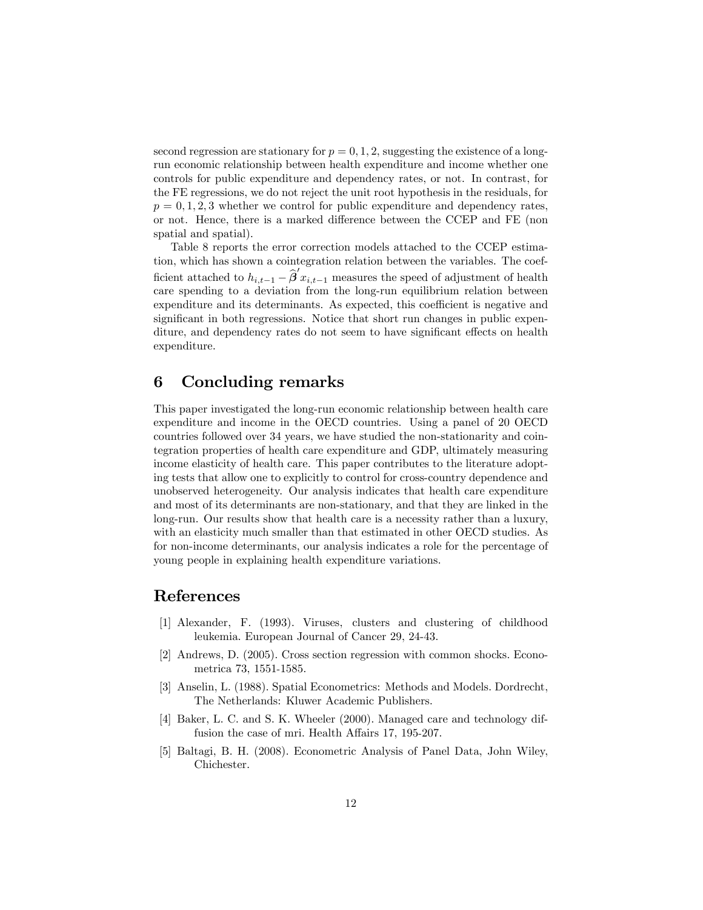second regression are stationary for $p = 0, 1, 2$, suggesting the existence of a long-run economic relationship between health expenditure and income whether one controls for public expenditure and dependency rates, or not. In contrast, for the FE regressions, we do not reject the unit root hypothesis in the residuals, for $p = 0, 1, 2, 3$ whether we control for public expenditure and dependency rates, or not. Hence, there is a marked difference between the CCEP and FE (non spatial and spatial).

Table 8 reports the error correction models attached to the CCEP estimation, which has shown a cointegration relation between the variables. The coefficient attached to $h_{i,t-1} - \widehat{\boldsymbol{\beta}}' x_{i,t-1}$ measures the speed of adjustment of health care spending to a deviation from the long-run equilibrium relation between expenditure and its determinants. As expected, this coefficient is negative and significant in both regressions. Notice that short run changes in public expenditure, and dependency rates do not seem to have significant effects on health expenditure.

## 6 Concluding remarks

This paper investigated the long-run economic relationship between health care expenditure and income in the OECD countries. Using a panel of 20 OECD countries followed over 34 years, we have studied the non-stationarity and cointegration properties of health care expenditure and GDP, ultimately measuring income elasticity of health care. This paper contributes to the literature adopting tests that allow one to explicitly to control for cross-country dependence and unobserved heterogeneity. Our analysis indicates that health care expenditure and most of its determinants are non-stationary, and that they are linked in the long-run. Our results show that health care is a necessity rather than a luxury, with an elasticity much smaller than that estimated in other OECD studies. As for non-income determinants, our analysis indicates a role for the percentage of young people in explaining health expenditure variations.

## References

[1] Alexander, F. (1993). Viruses, clusters and clustering of childhood leukemia. European Journal of Cancer 29, 24-43.

[2] Andrews, D. (2005). Cross section regression with common shocks. Econometrica 73, 1551-1585.

[3] Anselin, L. (1988). Spatial Econometrics: Methods and Models. Dordrecht, The Netherlands: Kluwer Academic Publishers.

[4] Baker, L. C. and S. K. Wheeler (2000). Managed care and technology diffusion the case of mri. Health Affairs 17, 195-207.

[5] Baltagi, B. H. (2008). Econometric Analysis of Panel Data, John Wiley, Chichester.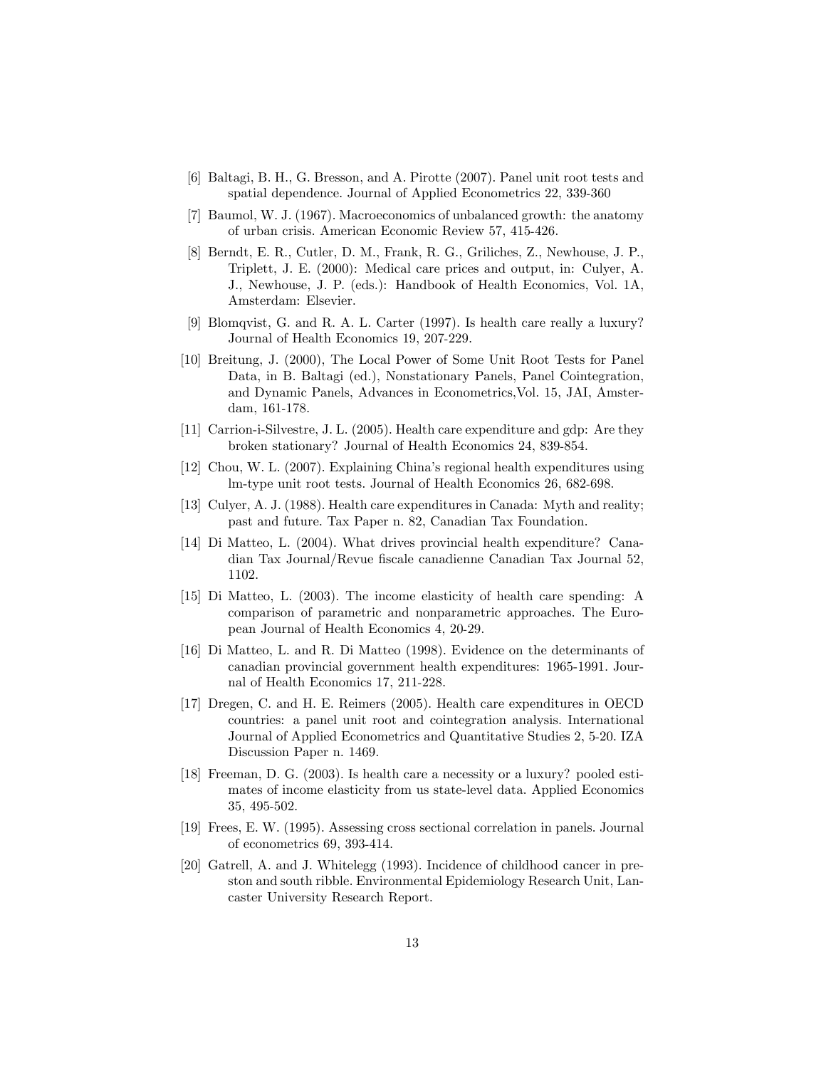[6] Baltagi, B. H., G. Bresson, and A. Pirotte (2007). Panel unit root tests and spatial dependence. Journal of Applied Econometrics 22, 339-360

[7] Baumol, W. J. (1967). Macroeconomics of unbalanced growth: the anatomy of urban crisis. American Economic Review 57, 415-426.

[8] Berndt, E. R., Cutler, D. M., Frank, R. G., Griliches, Z., Newhouse, J. P., Triplett, J. E. (2000): Medical care prices and output, in: Culyer, A. J., Newhouse, J. P. (eds.): Handbook of Health Economics, Vol. 1A, Amsterdam: Elsevier.

[9] Blomqvist, G. and R. A. L. Carter (1997). Is health care really a luxury? Journal of Health Economics 19, 207-229.

[10] Breitung, J. (2000), The Local Power of Some Unit Root Tests for Panel Data, in B. Baltagi (ed.), Nonstationary Panels, Panel Cointegration, and Dynamic Panels, Advances in Econometrics,Vol. 15, JAI, Amsterdam, 161-178.

[11] Carrion-i-Silvestre, J. L. (2005). Health care expenditure and gdp: Are they broken stationary? Journal of Health Economics 24, 839-854.

[12] Chou, W. L. (2007). Explaining China's regional health expenditures using lm-type unit root tests. Journal of Health Economics 26, 682-698.

[13] Culyer, A. J. (1988). Health care expenditures in Canada: Myth and reality; past and future. Tax Paper n. 82, Canadian Tax Foundation.

[14] Di Matteo, L. (2004). What drives provincial health expenditure? Canadian Tax Journal/Revue fiscale canadienne Canadian Tax Journal 52, 1102.

[15] Di Matteo, L. (2003). The income elasticity of health care spending: A comparison of parametric and nonparametric approaches. The European Journal of Health Economics 4, 20-29.

[16] Di Matteo, L. and R. Di Matteo (1998). Evidence on the determinants of canadian provincial government health expenditures: 1965-1991. Journal of Health Economics 17, 211-228.

[17] Dregen, C. and H. E. Reimers (2005). Health care expenditures in OECD countries: a panel unit root and cointegration analysis. International Journal of Applied Econometrics and Quantitative Studies 2, 5-20. IZA Discussion Paper n. 1469.

[18] Freeman, D. G. (2003). Is health care a necessity or a luxury? pooled estimates of income elasticity from us state-level data. Applied Economics 35, 495-502.

[19] Frees, E. W. (1995). Assessing cross sectional correlation in panels. Journal of econometrics 69, 393-414.

[20] Gatrell, A. and J. Whitelegg (1993). Incidence of childhood cancer in preston and south ribble. Environmental Epidemiology Research Unit, Lancaster University Research Report.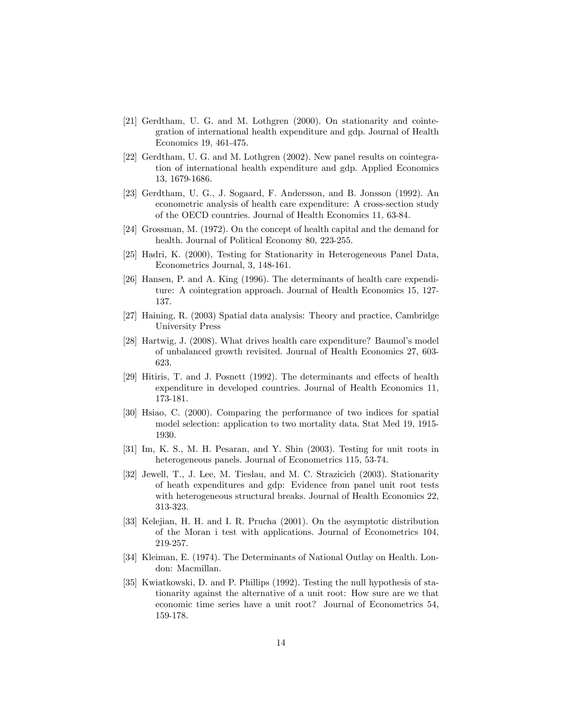[21] Gerdtham, U. G. and M. Lothgren (2000). On stationarity and cointegration of international health expenditure and gdp. Journal of Health Economics 19, 461-475.

[22] Gerdtham, U. G. and M. Lothgren (2002). New panel results on cointegration of international health expenditure and gdp. Applied Economics 13, 1679-1686.

[23] Gerdtham, U. G., J. Sogaard, F. Andersson, and B. Jonsson (1992). An econometric analysis of health care expenditure: A cross-section study of the OECD countries. Journal of Health Economics 11, 63-84.

[24] Grossman, M. (1972). On the concept of health capital and the demand for health. Journal of Political Economy 80, 223-255.

[25] Hadri, K. (2000), Testing for Stationarity in Heterogeneous Panel Data, Econometrics Journal, 3, 148-161.

[26] Hansen, P. and A. King (1996). The determinants of health care expenditure: A cointegration approach. Journal of Health Economics 15, 127-137.

[27] Haining, R. (2003) Spatial data analysis: Theory and practice, Cambridge University Press

[28] Hartwig, J. (2008). What drives health care expenditure? Baumol's model of unbalanced growth revisited. Journal of Health Economics 27, 603-623.

[29] Hitiris, T. and J. Posnett (1992). The determinants and effects of health expenditure in developed countries. Journal of Health Economics 11, 173-181.

[30] Hsiao, C. (2000). Comparing the performance of two indices for spatial model selection: application to two mortality data. Stat Med 19, 1915-1930.

[31] Im, K. S., M. H. Pesaran, and Y. Shin (2003). Testing for unit roots in heterogeneous panels. Journal of Econometrics 115, 53-74.

[32] Jewell, T., J. Lee, M. Tieslau, and M. C. Strazicich (2003). Stationarity of heath expenditures and gdp: Evidence from panel unit root tests with heterogeneous structural breaks. Journal of Health Economics 22, 313-323.

[33] Kelejian, H. H. and I. R. Prucha (2001). On the asymptotic distribution of the Moran i test with applications. Journal of Econometrics 104, 219-257.

[34] Kleiman, E. (1974). The Determinants of National Outlay on Health. London: Macmillan.

[35] Kwiatkowski, D. and P. Phillips (1992). Testing the null hypothesis of stationarity against the alternative of a unit root: How sure are we that economic time series have a unit root? Journal of Econometrics 54, 159-178.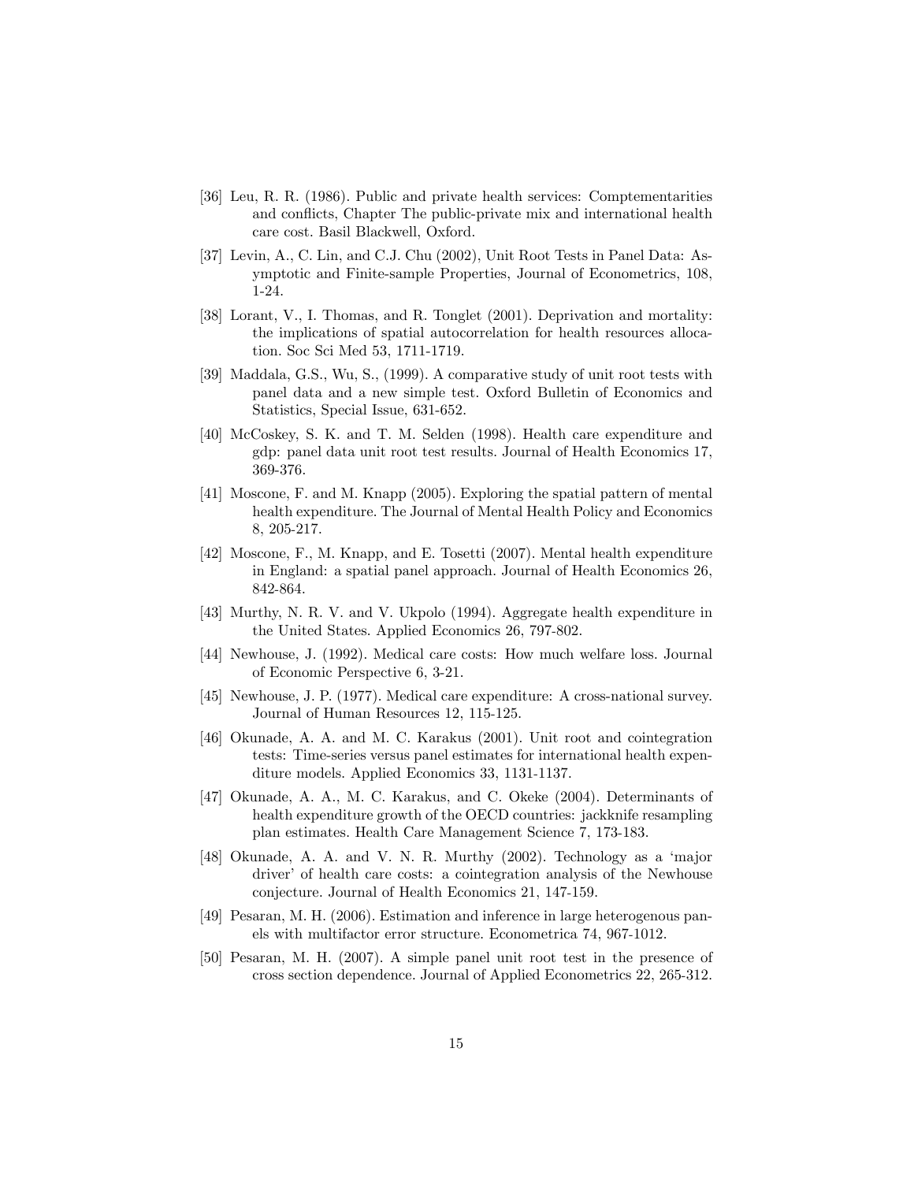[36] Leu, R. R. (1986). Public and private health services: Comptementarities and conflicts, Chapter The public-private mix and international health care cost. Basil Blackwell, Oxford.

[37] Levin, A., C. Lin, and C.J. Chu (2002), Unit Root Tests in Panel Data: Asymptotic and Finite-sample Properties, Journal of Econometrics, 108, 1-24.

[38] Lorant, V., I. Thomas, and R. Tonglet (2001). Deprivation and mortality: the implications of spatial autocorrelation for health resources allocation. Soc Sci Med 53, 1711-1719.

[39] Maddala, G.S., Wu, S., (1999). A comparative study of unit root tests with panel data and a new simple test. Oxford Bulletin of Economics and Statistics, Special Issue, 631-652.

[40] McCoskey, S. K. and T. M. Selden (1998). Health care expenditure and gdp: panel data unit root test results. Journal of Health Economics 17, 369-376.

[41] Moscone, F. and M. Knapp (2005). Exploring the spatial pattern of mental health expenditure. The Journal of Mental Health Policy and Economics 8, 205-217.

[42] Moscone, F., M. Knapp, and E. Tosetti (2007). Mental health expenditure in England: a spatial panel approach. Journal of Health Economics 26, 842-864.

[43] Murthy, N. R. V. and V. Ukpolo (1994). Aggregate health expenditure in the United States. Applied Economics 26, 797-802.

[44] Newhouse, J. (1992). Medical care costs: How much welfare loss. Journal of Economic Perspective 6, 3-21.

[45] Newhouse, J. P. (1977). Medical care expenditure: A cross-national survey. Journal of Human Resources 12, 115-125.

[46] Okunade, A. A. and M. C. Karakus (2001). Unit root and cointegration tests: Time-series versus panel estimates for international health expenditure models. Applied Economics 33, 1131-1137.

[47] Okunade, A. A., M. C. Karakus, and C. Okeke (2004). Determinants of health expenditure growth of the OECD countries: jackknife resampling plan estimates. Health Care Management Science 7, 173-183.

[48] Okunade, A. A. and V. N. R. Murthy (2002). Technology as a 'major driver' of health care costs: a cointegration analysis of the Newhouse conjecture. Journal of Health Economics 21, 147-159.

[49] Pesaran, M. H. (2006). Estimation and inference in large heterogenous panels with multifactor error structure. Econometrica 74, 967-1012.

[50] Pesaran, M. H. (2007). A simple panel unit root test in the presence of cross section dependence. Journal of Applied Econometrics 22, 265-312.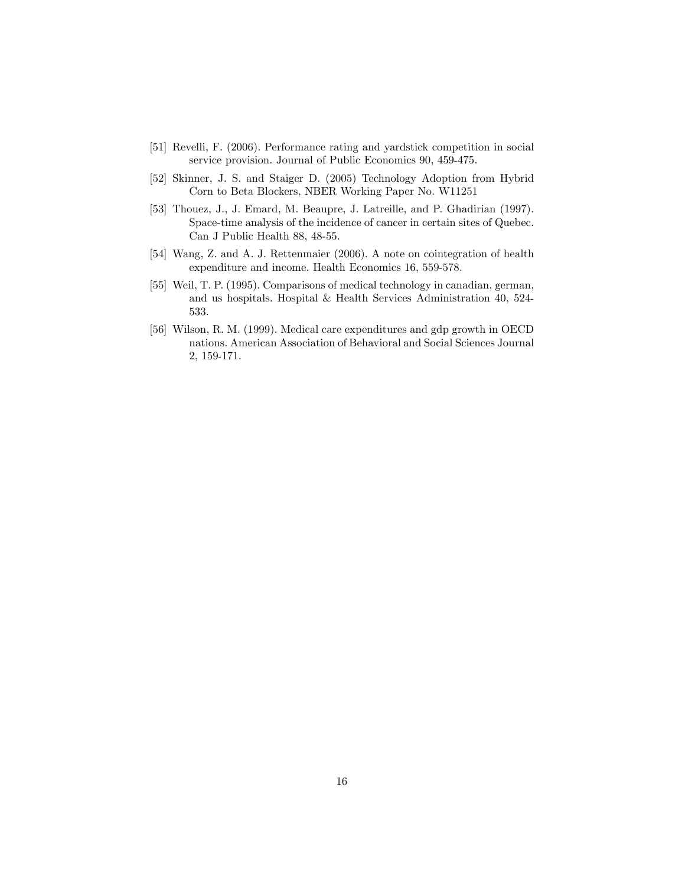[51] Revelli, F. (2006). Performance rating and yardstick competition in social service provision. Journal of Public Economics 90, 459-475.

[52] Skinner, J. S. and Staiger D. (2005) Technology Adoption from Hybrid Corn to Beta Blockers, NBER Working Paper No. W11251

[53] Thouez, J., J. Emard, M. Beaupre, J. Latreille, and P. Ghadirian (1997). Space-time analysis of the incidence of cancer in certain sites of Quebec. Can J Public Health 88, 48-55.

[54] Wang, Z. and A. J. Rettenmaier (2006). A note on cointegration of health expenditure and income. Health Economics 16, 559-578.

[55] Weil, T. P. (1995). Comparisons of medical technology in canadian, german, and us hospitals. Hospital & Health Services Administration 40, 524-533.

[56] Wilson, R. M. (1999). Medical care expenditures and gdp growth in OECD nations. American Association of Behavioral and Social Sciences Journal 2, 159-171.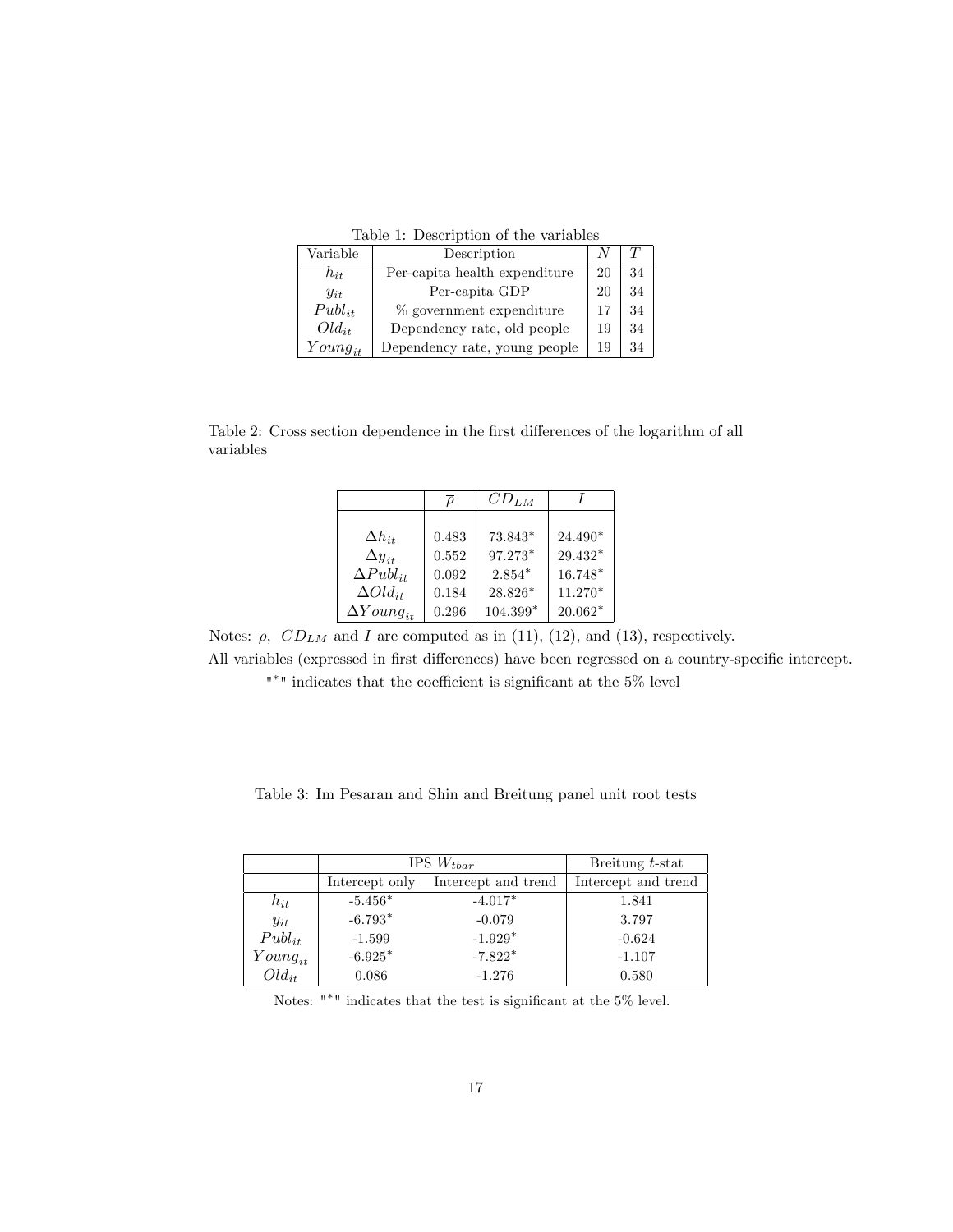Table 1: Description of the variables

| Variable | Description | $N$ | $T$ |
|---|---|---|---|
| $h_{it}$ | Per-capita health expenditure | 20 | 34 |
| $y_{it}$ | Per-capita GDP | 20 | 34 |
| $Publ_{it}$ | % government expenditure | 17 | 34 |
| $Old_{it}$ | Dependency rate, old people | 19 | 34 |
| $Young_{it}$ | Dependency rate, young people | 19 | 34 |

Table 2: Cross section dependence in the first differences of the logarithm of all variables

| | $\overline{\rho}$ | $CD_{LM}$ | $I$ |
|---|---|---|---|
| $\Delta h_{it}$ | 0.483 | 73.843* | 24.490* |
| $\Delta y_{it}$ | 0.552 | 97.273* | 29.432* |
| $\Delta Publ_{it}$ | 0.092 | 2.854* | 16.748* |
| $\Delta Old_{it}$ | 0.184 | 28.826* | 11.270* |
| $\Delta Young_{it}$ | 0.296 | 104.399* | 20.062* |

Notes: $\overline{\rho}$, $CD_{LM}$ and $I$ are computed as in (11), (12), and (13), respectively.

All variables (expressed in first differences) have been regressed on a country-specific intercept.

"*" indicates that the coefficient is significant at the 5% level

Table 3: Im Pesaran and Shin and Breitung panel unit root tests

| | IPS $W_{tbar}$ | | Breitung $t$-stat |
|---|---|---|---|
| | Intercept only | Intercept and trend | Intercept and trend |
| $h_{it}$ | -5.456* | -4.017* | 1.841 |
| $y_{it}$ | -6.793* | -0.079 | 3.797 |
| $Publ_{it}$ | -1.599 | -1.929* | -0.624 |
| $Young_{it}$ | -6.925* | -7.822* | -1.107 |
| $Old_{it}$ | 0.086 | -1.276 | 0.580 |

Notes: "*" indicates that the test is significant at the 5% level.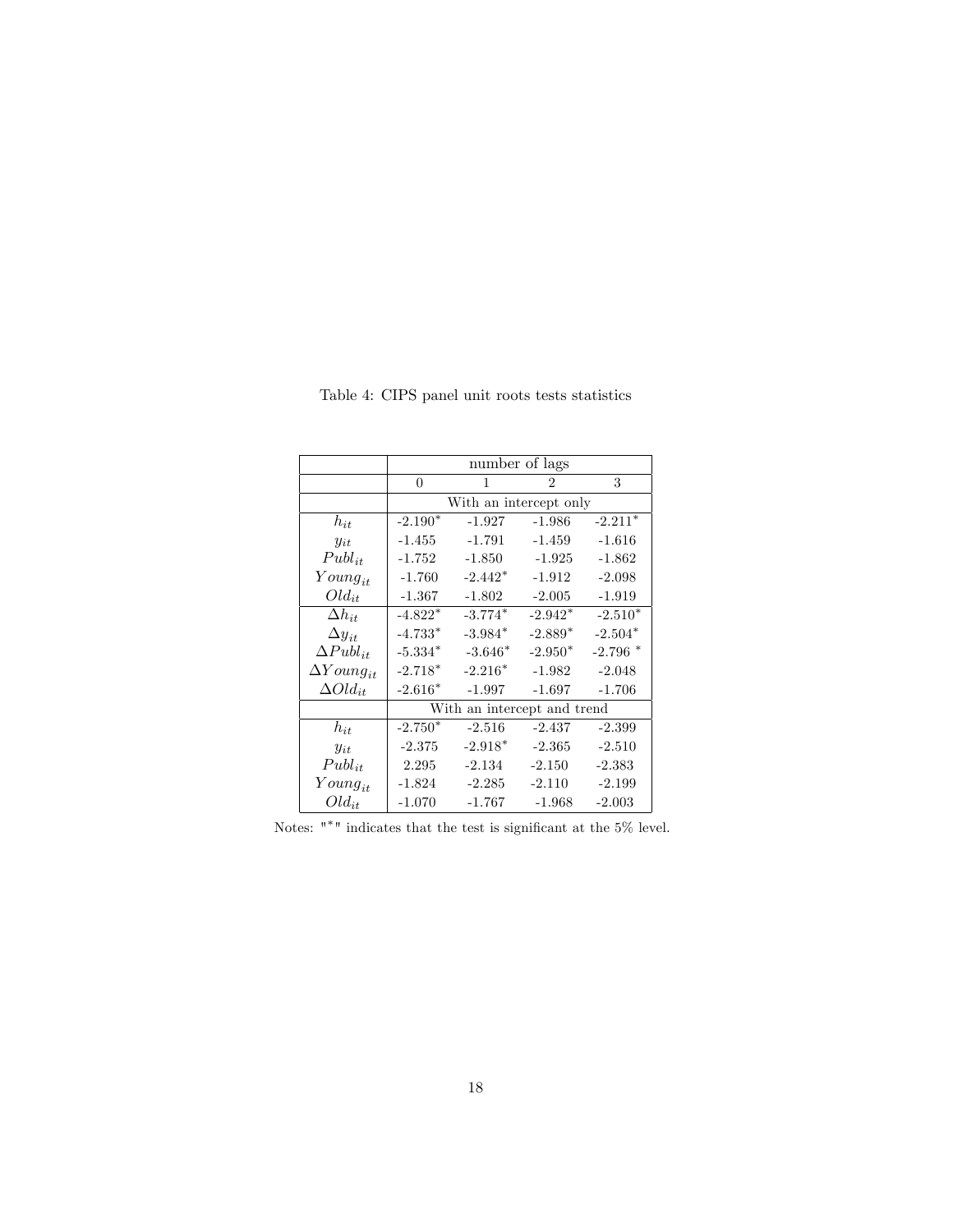Table 4: CIPS panel unit roots tests statistics

| | number of lags | | | |
|---|---|---|---|---|
| | 0 | 1 | 2 | 3 |
| | With an intercept only | | | |
| $h_{it}$ | -2.190* | -1.927 | -1.986 | -2.211* |
| $y_{it}$ | -1.455 | -1.791 | -1.459 | -1.616 |
| $Publ_{it}$ | -1.752 | -1.850 | -1.925 | -1.862 |
| $Young_{it}$ | -1.760 | -2.442* | -1.912 | -2.098 |
| $Old_{it}$ | -1.367 | -1.802 | -2.005 | -1.919 |
| $\Delta h_{it}$ | -4.822* | -3.774* | -2.942* | -2.510* |
| $\Delta y_{it}$ | -4.733* | -3.984* | -2.889* | -2.504* |
| $\Delta Publ_{it}$ | -5.334* | -3.646* | -2.950* | -2.796 * |
| $\Delta Young_{it}$ | -2.718* | -2.216* | -1.982 | -2.048 |
| $\Delta Old_{it}$ | -2.616* | -1.997 | -1.697 | -1.706 |
| | With an intercept and trend | | | |
| $h_{it}$ | -2.750* | -2.516 | -2.437 | -2.399 |
| $y_{it}$ | -2.375 | -2.918* | -2.365 | -2.510 |
| $Publ_{it}$ | 2.295 | -2.134 | -2.150 | -2.383 |
| $Young_{it}$ | -1.824 | -2.285 | -2.110 | -2.199 |
| $Old_{it}$ | -1.070 | -1.767 | -1.968 | -2.003 |

Notes: "*" indicates that the test is significant at the 5% level.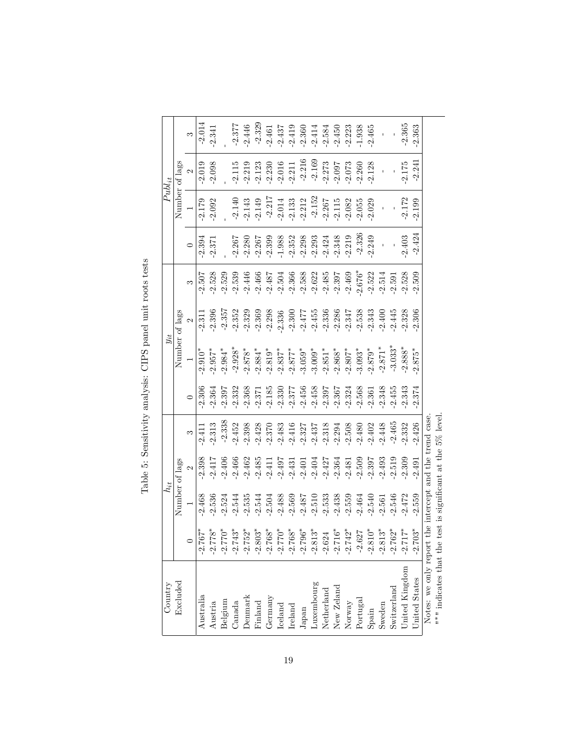Table 5: Sensitivity analysis: CIPS panel unit roots tests

| Country Excluded | $h_{it}$ | | | | $y_{it}$ | | | | $Publ_{it}$ | | | |
|---|---|---|---|---|---|---|---|---|---|---|---|---|
| | Number of lags | | | | Number of lags | | | | Number of lags | | | |
| | 0 | 1 | 2 | 3 | 0 | 1 | 2 | 3 | 0 | 1 | 2 | 3 |
| Australia | -2.767* | -2.468 | -2.398 | -2.411 | -2.306 | -2.910* | -2.311 | -2.507 | -2.394 | -2.179 | -2.019 | -2.014 |
| Austria | -2.778* | -2.536 | -2.417 | -2.313 | -2.364 | -2.957* | -2.396 | -2.528 | -2.371 | -2.092 | -2.098 | -2.341 |
| Belgium | -2.770* | -2.524 | -2.406 | -2.338 | -2.397 | -2.984* | -2.357 | -2.529 | - | - | - | - |
| Canada | -2.743* | -2.544 | -2.466 | -2.452 | -2.332 | -2.928* | -2.352 | -2.539 | -2.267 | -2.140 | -2.115 | -2.377 |
| Denmark | -2.752* | -2.535 | -2.462 | -2.398 | -2.368 | -2.878* | -2.329 | -2.446 | -2.280 | -2.143 | -2.219 | -2.446 |
| Finland | -2.803* | -2.544 | -2.485 | -2.428 | -2.371 | -2.884* | -2.369 | -2.466 | -2.267 | -2.149 | -2.123 | -2.329 |
| Germany | -2.768* | -2.504 | -2.411 | -2.370 | -2.185 | -2.819* | -2.298 | -2.487 | -2.399 | -2.217 | -2.230 | -2.461 |
| Iceland | -2.770* | -2.488 | -2.497 | -2.483 | -2.330 | -2.837* | -2.336 | -2.504 | -1.988 | -2.014 | -2.016 | -2.437 |
| Ireland | -2.768* | -2.569 | -2.431 | -2.416 | -2.377 | -2.877* | -2.300 | -2.366 | -2.352 | -2.133 | -2.211 | -2.419 |
| Japan | -2.796* | -2.487 | -2.401 | -2.327 | -2.456 | -3.059* | -2.477 | -2.588 | -2.298 | -2.212 | -2.216 | -2.360 |
| Luxembourg | -2.813* | -2.510 | -2.404 | -2.437 | -2.458 | -3.009* | -2.455 | -2.622 | -2.293 | -2.152 | -2.169 | -2.414 |
| Netherland | -2.624 | -2.533 | -2.427 | -2.318 | -2.397 | -2.851* | -2.336 | -2.485 | -2.424 | -2.267 | -2.273 | -2.584 |
| New Zeland | -2.716* | -2.438 | -2.364 | -2.294 | -2.367 | -2.868* | -2.286 | -2.397 | -2.348 | -2.115 | -2.097 | -2.450 |
| Norway | -2.742* | -2.559 | -2.481 | -2.508 | -2.324 | -2.807* | -2.347 | -2.469 | -2.219 | -2.082 | -2.073 | -2.223 |
| Portugal | -2.627 | -2.464 | -2.509 | -2.480 | -2.568 | -3.093* | -2.538 | -2.676* | -2.326 | -2.055 | -2.260 | -1.938 |
| Spain | -2.810* | -2.540 | -2.397 | -2.402 | -2.361 | -2.879* | -2.343 | -2.522 | -2.249 | -2.029 | -2.128 | -2.465 |
| Sweden | -2.813* | -2.561 | -2.493 | -2.448 | -2.348 | -2.871* | -2.400 | -2.514 | - | - | - | - |
| Switzerland | -2.762* | -2.546 | -2.519 | -2.465 | -2.455 | -3.033* | -2.445 | -2.591 | - | - | - | - |
| United Kingdom | -2.717* | -2.472 | -2.309 | -2.332 | -2.343 | -2.888* | -2.328 | -2.528 | -2.403 | -2.172 | -2.175 | -2.365 |
| United States | -2.703* | -2.559 | -2.491 | -2.426 | -2.374 | -2.875* | -2.306 | -2.509 | -2.424 | -2.199 | -2.241 | -2.363 |

Notes: we only report the intercept and the trend case.
"*" indicates that the test is significant at the 5% level.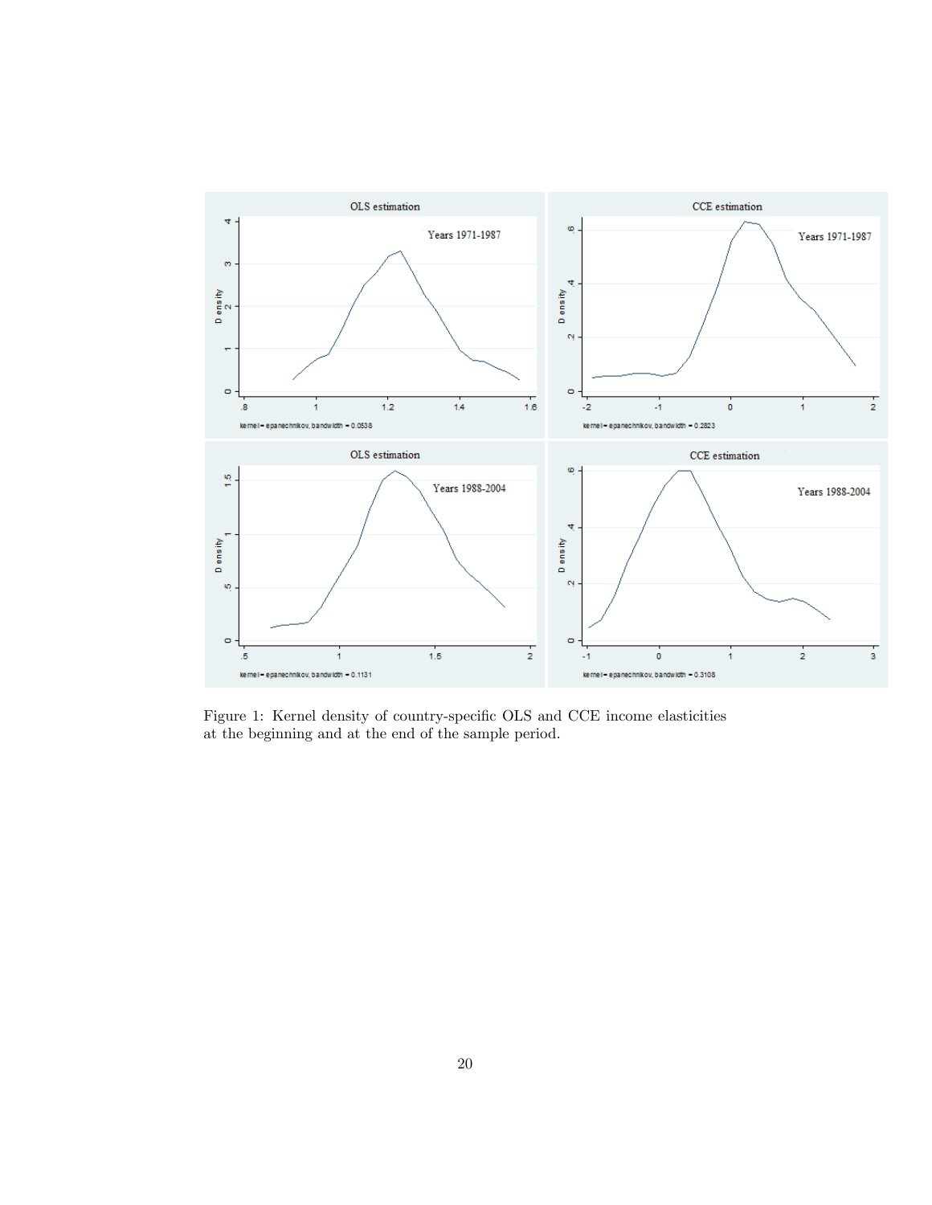Figure 1: Kernel density of country-specific OLS and CCE income elasticities at the beginning and at the end of the sample period.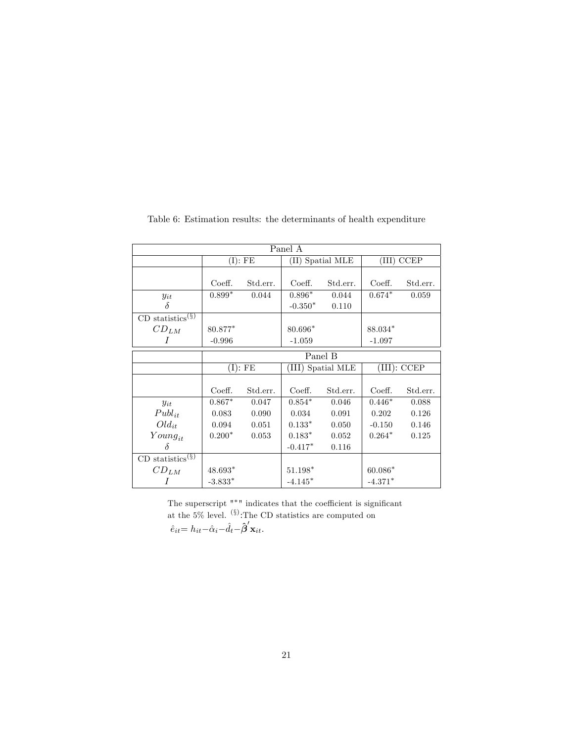Table 6: Estimation results: the determinants of health expenditure

| Panel A | | | | | | |
|---|---|---|---|---|---|---|
| | (I): FE | | (II) Spatial MLE | | (III) CCEP | |
| | Coeff. | Std.err. | Coeff. | Std.err. | Coeff. | Std.err. |
| $y_{it}$ | $0.899^*$ | 0.044 | $0.896^*$ | 0.044 | $0.674^*$ | 0.059 |
| $\delta$ | | | $-0.350^*$ | 0.110 | | |
| CD statistics$^{(\S)}$ | | | | | | |
| $CD_{LM}$ | $80.877^*$ | | $80.696^*$ | | $88.034^*$ | |
| $I$ | -0.996 | | -1.059 | | -1.097 | |

| | Panel B | | | | | |
|---|---|---|---|---|---|---|
| | (I): FE | | (III) Spatial MLE | | (III): CCEP | |
| | Coeff. | Std.err. | Coeff. | Std.err. | Coeff. | Std.err. |
| $y_{it}$ | $0.867^*$ | 0.047 | $0.854^*$ | 0.046 | $0.446^*$ | 0.088 |
| $Publ_{it}$ | 0.083 | 0.090 | 0.034 | 0.091 | 0.202 | 0.126 |
| $Old_{it}$ | 0.094 | 0.051 | $0.133^*$ | 0.050 | -0.150 | 0.146 |
| $Young_{it}$ | $0.200^*$ | 0.053 | $0.183^*$ | 0.052 | $0.264^*$ | 0.125 |
| $\delta$ | | | $-0.417^*$ | 0.116 | | |
| CD statistics$^{(\S)}$ | | | | | | |
| $CD_{LM}$ | $48.693^*$ | | $51.198^*$ | | $60.086^*$ | |
| $I$ | $-3.833^*$ | | $-4.145^*$ | | $-4.371^*$ | |

The superscript "*" indicates that the coefficient is significant at the 5% level. $^{(\S)}$:The CD statistics are computed on $\hat{e}_{it} = h_{it} - \hat{\alpha}_i - \hat{d}_t - \hat{\boldsymbol{\beta}}' \mathbf{x}_{it}$.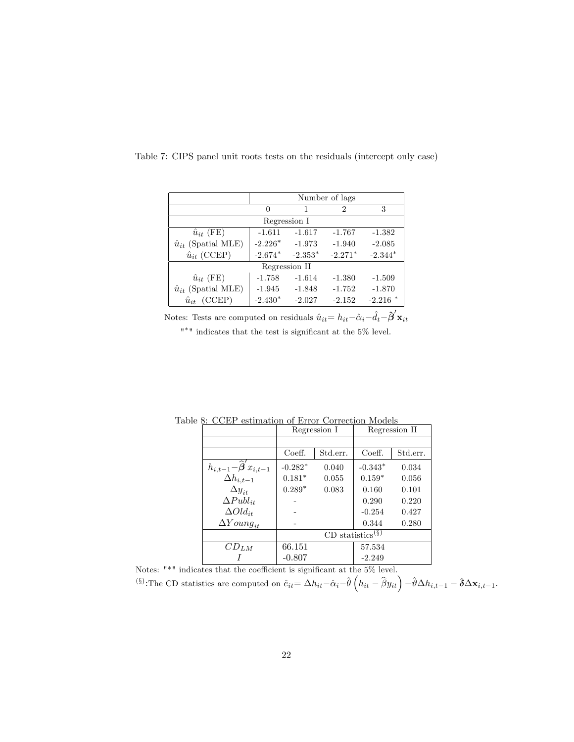Table 7: CIPS panel unit roots tests on the residuals (intercept only case)

| | Number of lags | | | |
|---|---|---|---|---|
| | 0 | 1 | 2 | 3 |
| Regression I | | | | |
| $\hat{u}_{it}$ (FE) | -1.611 | -1.617 | -1.767 | -1.382 |
| $\hat{u}_{it}$ (Spatial MLE) | -2.226* | -1.973 | -1.940 | -2.085 |
| $\hat{u}_{it}$ (CCEP) | -2.674* | -2.353* | -2.271* | -2.344* |
| Regression II | | | | |
| $\hat{u}_{it}$ (FE) | -1.758 | -1.614 | -1.380 | -1.509 |
| $\hat{u}_{it}$ (Spatial MLE) | -1.945 | -1.848 | -1.752 | -1.870 |
| $\hat{u}_{it}$ (CCEP) | -2.430* | -2.027 | -2.152 | -2.216 * |

Notes: Tests are computed on residuals $\hat{u}_{it} = h_{it} - \hat{\alpha}_i - \hat{d}_t - \widehat{\boldsymbol{\beta}}' \mathbf{x}_{it}$

"*" indicates that the test is significant at the 5% level.

Table 8: CCEP estimation of Error Correction Models

| | Regression I | | Regression II | |
|---|---|---|---|---|
| | Coeff. | Std.err. | Coeff. | Std.err. |
| $h_{i,t-1} - \widehat{\boldsymbol{\beta}}' x_{i,t-1}$ | -0.282* | 0.040 | -0.343* | 0.034 |
| $\Delta h_{i,t-1}$ | 0.181* | 0.055 | 0.159* | 0.056 |
| $\Delta y_{it}$ | 0.289* | 0.083 | 0.160 | 0.101 |
| $\Delta Publ_{it}$ | - | | 0.290 | 0.220 |
| $\Delta Old_{it}$ | - | | -0.254 | 0.427 |
| $\Delta Young_{it}$ | - | | 0.344 | 0.280 |
| | CD statistics$^{(\S)}$ | | | |
| $CD_{LM}$ | 66.151 | | 57.534 | |
| $I$ | -0.807 | | -2.249 | |

Notes: "*" indicates that the coefficient is significant at the 5% level.

$^{(\S)}$:The CD statistics are computed on $\hat{e}_{it} = \Delta h_{it} - \hat{\alpha}_i - \hat{\theta}\left(h_{it} - \widehat{\beta} y_{it}\right) - \hat{\vartheta} \Delta h_{i,t-1} - \hat{\boldsymbol{\delta}} \Delta \mathbf{x}_{i,t-1}$.